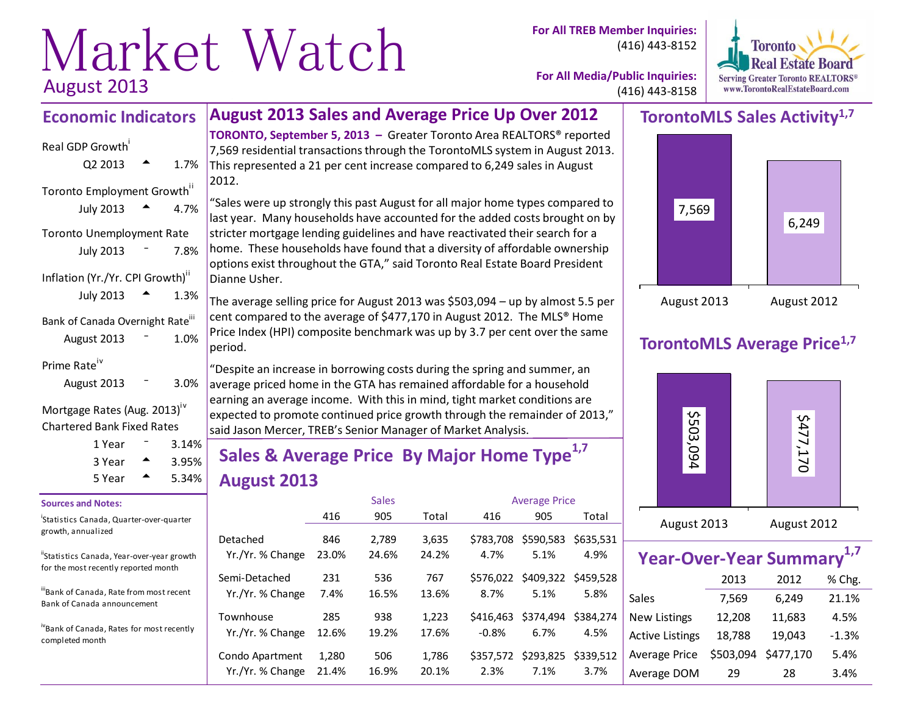# Market Watch

August 2013

**For All TREB Member Inquiries:** (416) 443-8152

**For All Media/Public Inquiries:** (416) 443-8158

Toronto Real Estate Board — Serving Greater Toronto REALTORS® — www.TorontoRealEstateBoard.com

## August 2013 Sales and Average Price Up Over 2012

**TORONTO, September 5, 2013 –** Greater Toronto Area REALTORS® reported 7,569 residential transactions through the TorontoMLS system in August 2013. This represented a 21 per cent increase compared to 6,249 sales in August 2012.

"Sales were up strongly this past August for all major home types compared to last year. Many households have accounted for the added costs brought on by stricter mortgage lending guidelines and have reactivated their search for a home. These households have found that a diversity of affordable ownership options exist throughout the GTA," said Toronto Real Estate Board President Dianne Usher.

The average selling price for August 2013 was $503,094 – up by almost 5.5 per cent compared to the average of $477,170 in August 2012. The MLS® Home Price Index (HPI) composite benchmark was up by 3.7 per cent over the same period.

"Despite an increase in borrowing costs during the spring and summer, an average priced home in the GTA has remained affordable for a household earning an average income. With this in mind, tight market conditions are expected to promote continued price growth through the remainder of 2013," said Jason Mercer, TREB's Senior Manager of Market Analysis.

## Sales & Average Price By Major Home Type[1,7] August 2013

| | Sales | | | Average Price | | |
|---|---|---|---|---|---|---|
| | 416 | 905 | Total | 416 | 905 | Total |
| Detached | 846 | 2,789 | 3,635 | $783,708 | $590,583 | $635,531 |
| Yr./Yr. % Change | 23.0% | 24.6% | 24.2% | 4.7% | 5.1% | 4.9% |
| Semi-Detached | 231 | 536 | 767 | $576,022 | $409,322 | $459,528 |
| Yr./Yr. % Change | 7.4% | 16.5% | 13.6% | 8.7% | 5.1% | 5.8% |
| Townhouse | 285 | 938 | 1,223 | $416,463 | $374,494 | $384,274 |
| Yr./Yr. % Change | 12.6% | 19.2% | 17.6% | -0.8% | 6.7% | 4.5% |
| Condo Apartment | 1,280 | 506 | 1,786 | $357,572 | $293,825 | $339,512 |
| Yr./Yr. % Change | 21.4% | 16.9% | 20.1% | 2.3% | 7.1% | 3.7% |

## Economic Indicators

| Indicator | Period | Direction | Value |
|---|---|---|---|
| Real GDP Growth[i] | Q2 2013 | ▲ | 1.7% |
| Toronto Employment Growth[ii] | July 2013 | ▲ | 4.7% |
| Toronto Unemployment Rate | July 2013 | – | 7.8% |
| Inflation (Yr./Yr. CPI Growth)[ii] | July 2013 | ▲ | 1.3% |
| Bank of Canada Overnight Rate[iii] | August 2013 | – | 1.0% |
| Prime Rate[iv] | August 2013 | – | 3.0% |

Mortgage Rates (Aug. 2013)[iv] Chartered Bank Fixed Rates

| Term | Direction | Rate |
|---|---|---|
| 1 Year | – | 3.14% |
| 3 Year | ▲ | 3.95% |
| 5 Year | ▲ | 5.34% |

**Sources and Notes:**

[i] Statistics Canada, Quarter-over-quarter growth, annualized

[ii] Statistics Canada, Year-over-year growth for the most recently reported month

[iii] Bank of Canada, Rate from most recent Bank of Canada announcement

[iv] Bank of Canada, Rates for most recently completed month

## TorontoMLS Sales Activity[1,7]

| August 2013 | August 2012 |
|---|---|
| 7,569 | 6,249 |

## TorontoMLS Average Price[1,7]

| August 2013 | August 2012 |
|---|---|
| $503,094 | $477,170 |

## Year-Over-Year Summary[1,7]

| | 2013 | 2012 | % Chg. |
|---|---|---|---|
| Sales | 7,569 | 6,249 | 21.1% |
| New Listings | 12,208 | 11,683 | 4.5% |
| Active Listings | 18,788 | 19,043 | -1.3% |
| Average Price | $503,094 | $477,170 | 5.4% |
| Average DOM | 29 | 28 | 3.4% |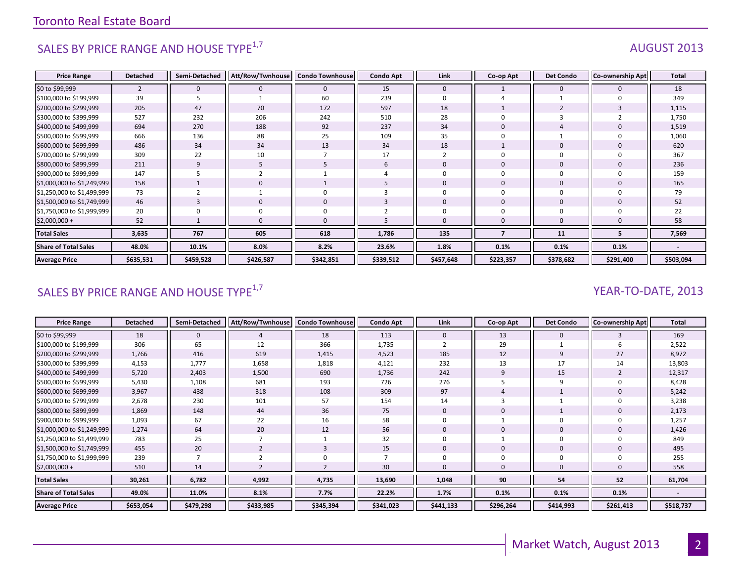Toronto Real Estate Board

## SALES BY PRICE RANGE AND HOUSE TYPE[1,7]

AUGUST 2013

| Price Range | Detached | Semi-Detached | Att/Row/Twnhouse | Condo Townhouse | Condo Apt | Link | Co-op Apt | Det Condo | Co-ownership Apt | Total |
|---|---|---|---|---|---|---|---|---|---|---|
| $0 to $99,999 | 2 | 0 | 0 | 0 | 15 | 0 | 1 | 0 | 0 | 18 |
| $100,000 to $199,999 | 39 | 5 | 1 | 60 | 239 | 0 | 4 | 1 | 0 | 349 |
| $200,000 to $299,999 | 205 | 47 | 70 | 172 | 597 | 18 | 1 | 2 | 3 | 1,115 |
| $300,000 to $399,999 | 527 | 232 | 206 | 242 | 510 | 28 | 0 | 3 | 2 | 1,750 |
| $400,000 to $499,999 | 694 | 270 | 188 | 92 | 237 | 34 | 0 | 4 | 0 | 1,519 |
| $500,000 to $599,999 | 666 | 136 | 88 | 25 | 109 | 35 | 0 | 1 | 0 | 1,060 |
| $600,000 to $699,999 | 486 | 34 | 34 | 13 | 34 | 18 | 1 | 0 | 0 | 620 |
| $700,000 to $799,999 | 309 | 22 | 10 | 7 | 17 | 2 | 0 | 0 | 0 | 367 |
| $800,000 to $899,999 | 211 | 9 | 5 | 5 | 6 | 0 | 0 | 0 | 0 | 236 |
| $900,000 to $999,999 | 147 | 5 | 2 | 1 | 4 | 0 | 0 | 0 | 0 | 159 |
| $1,000,000 to $1,249,999 | 158 | 1 | 0 | 1 | 5 | 0 | 0 | 0 | 0 | 165 |
| $1,250,000 to $1,499,999 | 73 | 2 | 1 | 0 | 3 | 0 | 0 | 0 | 0 | 79 |
| $1,500,000 to $1,749,999 | 46 | 3 | 0 | 0 | 3 | 0 | 0 | 0 | 0 | 52 |
| $1,750,000 to $1,999,999 | 20 | 0 | 0 | 0 | 2 | 0 | 0 | 0 | 0 | 22 |
| $2,000,000 + | 52 | 1 | 0 | 0 | 5 | 0 | 0 | 0 | 0 | 58 |
| **Total Sales** | **3,635** | **767** | **605** | **618** | **1,786** | **135** | **7** | **11** | **5** | **7,569** |
| **Share of Total Sales** | **48.0%** | **10.1%** | **8.0%** | **8.2%** | **23.6%** | **1.8%** | **0.1%** | **0.1%** | **0.1%** | **-** |
| **Average Price** | **$635,531** | **$459,528** | **$426,587** | **$342,851** | **$339,512** | **$457,648** | **$223,357** | **$378,682** | **$291,400** | **$503,094** |

## SALES BY PRICE RANGE AND HOUSE TYPE[1,7]

YEAR-TO-DATE, 2013

| Price Range | Detached | Semi-Detached | Att/Row/Twnhouse | Condo Townhouse | Condo Apt | Link | Co-op Apt | Det Condo | Co-ownership Apt | Total |
|---|---|---|---|---|---|---|---|---|---|---|
| $0 to $99,999 | 18 | 0 | 4 | 18 | 113 | 0 | 13 | 0 | 3 | 169 |
| $100,000 to $199,999 | 306 | 65 | 12 | 366 | 1,735 | 2 | 29 | 1 | 6 | 2,522 |
| $200,000 to $299,999 | 1,766 | 416 | 619 | 1,415 | 4,523 | 185 | 12 | 9 | 27 | 8,972 |
| $300,000 to $399,999 | 4,153 | 1,777 | 1,658 | 1,818 | 4,121 | 232 | 13 | 17 | 14 | 13,803 |
| $400,000 to $499,999 | 5,720 | 2,403 | 1,500 | 690 | 1,736 | 242 | 9 | 15 | 2 | 12,317 |
| $500,000 to $599,999 | 5,430 | 1,108 | 681 | 193 | 726 | 276 | 5 | 9 | 0 | 8,428 |
| $600,000 to $699,999 | 3,967 | 438 | 318 | 108 | 309 | 97 | 4 | 1 | 0 | 5,242 |
| $700,000 to $799,999 | 2,678 | 230 | 101 | 57 | 154 | 14 | 3 | 1 | 0 | 3,238 |
| $800,000 to $899,999 | 1,869 | 148 | 44 | 36 | 75 | 0 | 0 | 1 | 0 | 2,173 |
| $900,000 to $999,999 | 1,093 | 67 | 22 | 16 | 58 | 0 | 1 | 0 | 0 | 1,257 |
| $1,000,000 to $1,249,999 | 1,274 | 64 | 20 | 12 | 56 | 0 | 0 | 0 | 0 | 1,426 |
| $1,250,000 to $1,499,999 | 783 | 25 | 7 | 1 | 32 | 0 | 1 | 0 | 0 | 849 |
| $1,500,000 to $1,749,999 | 455 | 20 | 2 | 3 | 15 | 0 | 0 | 0 | 0 | 495 |
| $1,750,000 to $1,999,999 | 239 | 7 | 2 | 0 | 7 | 0 | 0 | 0 | 0 | 255 |
| $2,000,000 + | 510 | 14 | 2 | 2 | 30 | 0 | 0 | 0 | 0 | 558 |
| **Total Sales** | **30,261** | **6,782** | **4,992** | **4,735** | **13,690** | **1,048** | **90** | **54** | **52** | **61,704** |
| **Share of Total Sales** | **49.0%** | **11.0%** | **8.1%** | **7.7%** | **22.2%** | **1.7%** | **0.1%** | **0.1%** | **0.1%** | **-** |
| **Average Price** | **$653,054** | **$479,298** | **$433,985** | **$345,394** | **$341,023** | **$441,133** | **$296,264** | **$414,993** | **$261,413** | **$518,737** |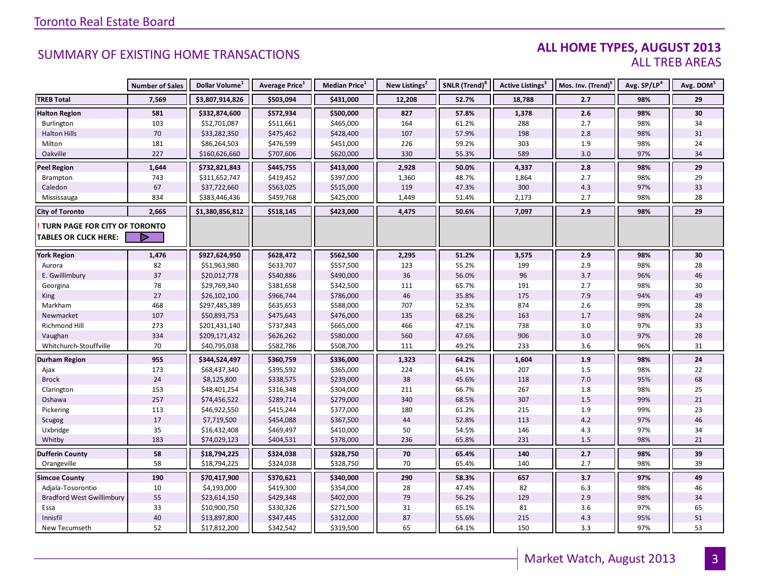Toronto Real Estate Board

## SUMMARY OF EXISTING HOME TRANSACTIONS

## ALL HOME TYPES, AUGUST 2013
### ALL TREB AREAS

| | Number of Sales | Dollar Volume[1] | Average Price[1] | Median Price[1] | New Listings[2] | SNLR (Trend)[8] | Active Listings[3] | Mos. Inv. (Trend)[9] | Avg. SP/LP[4] | Avg. DOM[5] |
|---|---|---|---|---|---|---|---|---|---|---|
| **TREB Total** | **7,569** | **$3,807,914,826** | **$503,094** | **$431,000** | **12,208** | **52.7%** | **18,788** | **2.7** | **98%** | **29** |
| **Halton Region** | **581** | **$332,874,600** | **$572,934** | **$500,000** | **827** | **57.8%** | **1,378** | **2.6** | **98%** | **30** |
| Burlington | 103 | $52,701,087 | $511,661 | $465,000 | 164 | 61.2% | 288 | 2.7 | 98% | 34 |
| Halton Hills | 70 | $33,282,350 | $475,462 | $428,400 | 107 | 57.9% | 198 | 2.8 | 98% | 31 |
| Milton | 181 | $86,264,503 | $476,599 | $451,000 | 226 | 59.2% | 303 | 1.9 | 98% | 24 |
| Oakville | 227 | $160,626,660 | $707,606 | $620,000 | 330 | 55.3% | 589 | 3.0 | 97% | 34 |
| **Peel Region** | **1,644** | **$732,821,843** | **$445,755** | **$413,000** | **2,928** | **50.0%** | **4,337** | **2.8** | **98%** | **29** |
| Brampton | 743 | $311,652,747 | $419,452 | $397,000 | 1,360 | 48.7% | 1,864 | 2.7 | 98% | 29 |
| Caledon | 67 | $37,722,660 | $563,025 | $515,000 | 119 | 47.3% | 300 | 4.3 | 97% | 33 |
| Mississauga | 834 | $383,446,436 | $459,768 | $425,000 | 1,449 | 51.4% | 2,173 | 2.7 | 98% | 28 |
| **City of Toronto** | **2,665** | **$1,380,856,812** | **$518,145** | **$423,000** | **4,475** | **50.6%** | **7,097** | **2.9** | **98%** | **29** |
| **! TURN PAGE FOR CITY OF TORONTO TABLES OR CLICK HERE:** | | | | | | | | | | |
| **York Region** | **1,476** | **$927,624,950** | **$628,472** | **$562,500** | **2,295** | **51.2%** | **3,575** | **2.9** | **98%** | **30** |
| Aurora | 82 | $51,963,980 | $633,707 | $557,500 | 123 | 55.2% | 199 | 2.9 | 98% | 28 |
| E. Gwillimbury | 37 | $20,012,778 | $540,886 | $490,000 | 36 | 56.0% | 96 | 3.7 | 96% | 46 |
| Georgina | 78 | $29,769,340 | $381,658 | $342,500 | 111 | 65.7% | 191 | 2.7 | 98% | 30 |
| King | 27 | $26,102,100 | $966,744 | $786,000 | 46 | 35.8% | 175 | 7.9 | 94% | 49 |
| Markham | 468 | $297,485,389 | $635,653 | $588,000 | 707 | 52.3% | 874 | 2.6 | 99% | 28 |
| Newmarket | 107 | $50,893,753 | $475,643 | $476,000 | 135 | 68.2% | 163 | 1.7 | 98% | 24 |
| Richmond Hill | 273 | $201,431,140 | $737,843 | $665,000 | 466 | 47.1% | 738 | 3.0 | 97% | 33 |
| Vaughan | 334 | $209,171,432 | $626,262 | $580,000 | 560 | 47.6% | 906 | 3.0 | 97% | 28 |
| Whitchurch-Stouffville | 70 | $40,795,038 | $582,786 | $508,700 | 111 | 49.2% | 233 | 3.6 | 96% | 31 |
| **Durham Region** | **955** | **$344,524,497** | **$360,759** | **$336,000** | **1,323** | **64.2%** | **1,604** | **1.9** | **98%** | **24** |
| Ajax | 173 | $68,437,340 | $395,592 | $365,000 | 224 | 64.1% | 207 | 1.5 | 98% | 22 |
| Brock | 24 | $8,125,800 | $338,575 | $239,000 | 38 | 45.6% | 118 | 7.0 | 95% | 68 |
| Clarington | 153 | $48,401,254 | $316,348 | $304,000 | 211 | 66.7% | 267 | 1.8 | 98% | 25 |
| Oshawa | 257 | $74,456,522 | $289,714 | $279,000 | 340 | 68.5% | 307 | 1.5 | 99% | 21 |
| Pickering | 113 | $46,922,550 | $415,244 | $377,000 | 180 | 61.2% | 215 | 1.9 | 99% | 23 |
| Scugog | 17 | $7,719,500 | $454,088 | $367,500 | 44 | 52.8% | 113 | 4.2 | 97% | 46 |
| Uxbridge | 35 | $16,432,408 | $469,497 | $410,000 | 50 | 54.5% | 146 | 4.3 | 97% | 34 |
| Whitby | 183 | $74,029,123 | $404,531 | $378,000 | 236 | 65.8% | 231 | 1.5 | 98% | 21 |
| **Dufferin County** | **58** | **$18,794,225** | **$324,038** | **$328,750** | **70** | **65.4%** | **140** | **2.7** | **98%** | **39** |
| Orangeville | 58 | $18,794,225 | $324,038 | $328,750 | 70 | 65.4% | 140 | 2.7 | 98% | 39 |
| **Simcoe County** | **190** | **$70,417,900** | **$370,621** | **$340,000** | **290** | **58.3%** | **657** | **3.7** | **97%** | **49** |
| Adjala-Tosorontio | 10 | $4,193,000 | $419,300 | $354,000 | 28 | 47.4% | 82 | 6.3 | 98% | 46 |
| Bradford West Gwillimbury | 55 | $23,614,150 | $429,348 | $402,000 | 79 | 56.2% | 129 | 2.9 | 98% | 34 |
| Essa | 33 | $10,900,750 | $330,326 | $271,500 | 31 | 65.1% | 81 | 3.6 | 97% | 65 |
| Innisfil | 40 | $13,897,800 | $347,445 | $312,000 | 87 | 55.6% | 215 | 4.3 | 95% | 51 |
| New Tecumseth | 52 | $17,812,200 | $342,542 | $319,500 | 65 | 64.1% | 150 | 3.3 | 97% | 53 |

Market Watch, August 2013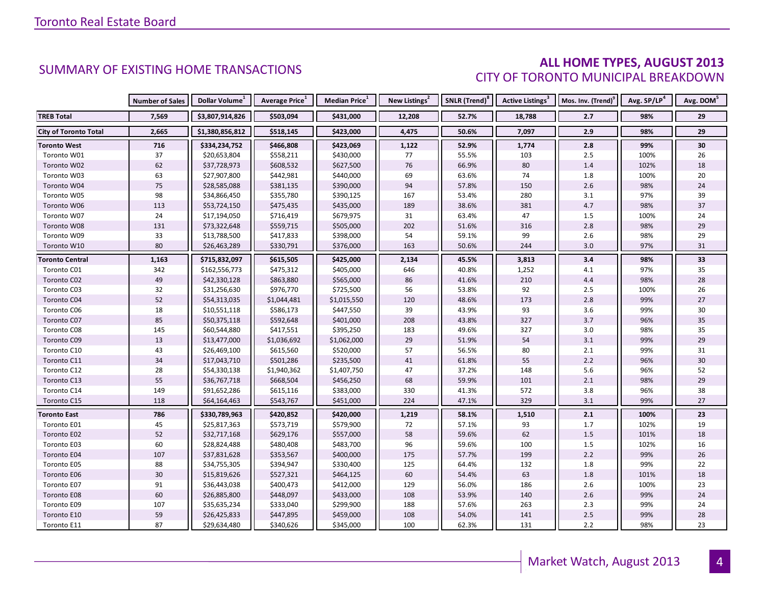## SUMMARY OF EXISTING HOME TRANSACTIONS

## ALL HOME TYPES, AUGUST 2013
### CITY OF TORONTO MUNICIPAL BREAKDOWN

| | Number of Sales | Dollar Volume[1] | Average Price[1] | Median Price[1] | New Listings[2] | SNLR (Trend)[8] | Active Listings[3] | Mos. Inv. (Trend)[9] | Avg. SP/LP[4] | Avg. DOM[5] |
|---|---|---|---|---|---|---|---|---|---|---|
| **TREB Total** | **7,569** | **$3,807,914,826** | **$503,094** | **$431,000** | **12,208** | **52.7%** | **18,788** | **2.7** | **98%** | **29** |
| **City of Toronto Total** | **2,665** | **$1,380,856,812** | **$518,145** | **$423,000** | **4,475** | **50.6%** | **7,097** | **2.9** | **98%** | **29** |
| **Toronto West** | **716** | **$334,234,752** | **$466,808** | **$423,069** | **1,122** | **52.9%** | **1,774** | **2.8** | **99%** | **30** |
| Toronto W01 | 37 | $20,653,804 | $558,211 | $430,000 | 77 | 55.5% | 103 | 2.5 | 100% | 26 |
| Toronto W02 | 62 | $37,728,973 | $608,532 | $627,500 | 76 | 66.9% | 80 | 1.4 | 102% | 18 |
| Toronto W03 | 63 | $27,907,800 | $442,981 | $440,000 | 69 | 63.6% | 74 | 1.8 | 100% | 20 |
| Toronto W04 | 75 | $28,585,088 | $381,135 | $390,000 | 94 | 57.8% | 150 | 2.6 | 98% | 24 |
| Toronto W05 | 98 | $34,866,450 | $355,780 | $390,125 | 167 | 53.4% | 280 | 3.1 | 97% | 39 |
| Toronto W06 | 113 | $53,724,150 | $475,435 | $435,000 | 189 | 38.6% | 381 | 4.7 | 98% | 37 |
| Toronto W07 | 24 | $17,194,050 | $716,419 | $679,975 | 31 | 63.4% | 47 | 1.5 | 100% | 24 |
| Toronto W08 | 131 | $73,322,648 | $559,715 | $505,000 | 202 | 51.6% | 316 | 2.8 | 98% | 29 |
| Toronto W09 | 33 | $13,788,500 | $417,833 | $398,000 | 54 | 59.1% | 99 | 2.6 | 98% | 29 |
| Toronto W10 | 80 | $26,463,289 | $330,791 | $376,000 | 163 | 50.6% | 244 | 3.0 | 97% | 31 |
| **Toronto Central** | **1,163** | **$715,832,097** | **$615,505** | **$425,000** | **2,134** | **45.5%** | **3,813** | **3.4** | **98%** | **33** |
| Toronto C01 | 342 | $162,556,773 | $475,312 | $405,000 | 646 | 40.8% | 1,252 | 4.1 | 97% | 35 |
| Toronto C02 | 49 | $42,330,128 | $863,880 | $565,000 | 86 | 41.6% | 210 | 4.4 | 98% | 28 |
| Toronto C03 | 32 | $31,256,630 | $976,770 | $725,500 | 56 | 53.8% | 92 | 2.5 | 100% | 26 |
| Toronto C04 | 52 | $54,313,035 | $1,044,481 | $1,015,550 | 120 | 48.6% | 173 | 2.8 | 99% | 27 |
| Toronto C06 | 18 | $10,551,118 | $586,173 | $447,550 | 39 | 43.9% | 93 | 3.6 | 99% | 30 |
| Toronto C07 | 85 | $50,375,118 | $592,648 | $401,000 | 208 | 43.8% | 327 | 3.7 | 96% | 35 |
| Toronto C08 | 145 | $60,544,880 | $417,551 | $395,250 | 183 | 49.6% | 327 | 3.0 | 98% | 35 |
| Toronto C09 | 13 | $13,477,000 | $1,036,692 | $1,062,000 | 29 | 51.9% | 54 | 3.1 | 99% | 29 |
| Toronto C10 | 43 | $26,469,100 | $615,560 | $520,000 | 57 | 56.5% | 80 | 2.1 | 99% | 31 |
| Toronto C11 | 34 | $17,043,710 | $501,286 | $235,500 | 41 | 61.8% | 55 | 2.2 | 96% | 30 |
| Toronto C12 | 28 | $54,330,138 | $1,940,362 | $1,407,750 | 47 | 37.2% | 148 | 5.6 | 96% | 52 |
| Toronto C13 | 55 | $36,767,718 | $668,504 | $456,250 | 68 | 59.9% | 101 | 2.1 | 98% | 29 |
| Toronto C14 | 149 | $91,652,286 | $615,116 | $383,000 | 330 | 41.3% | 572 | 3.8 | 96% | 38 |
| Toronto C15 | 118 | $64,164,463 | $543,767 | $451,000 | 224 | 47.1% | 329 | 3.1 | 99% | 27 |
| **Toronto East** | **786** | **$330,789,963** | **$420,852** | **$420,000** | **1,219** | **58.1%** | **1,510** | **2.1** | **100%** | **23** |
| Toronto E01 | 45 | $25,817,363 | $573,719 | $579,900 | 72 | 57.1% | 93 | 1.7 | 102% | 19 |
| Toronto E02 | 52 | $32,717,168 | $629,176 | $557,000 | 58 | 59.6% | 62 | 1.5 | 101% | 18 |
| Toronto E03 | 60 | $28,824,488 | $480,408 | $483,700 | 96 | 59.6% | 100 | 1.5 | 102% | 16 |
| Toronto E04 | 107 | $37,831,628 | $353,567 | $400,000 | 175 | 57.7% | 199 | 2.2 | 99% | 26 |
| Toronto E05 | 88 | $34,755,305 | $394,947 | $330,400 | 125 | 64.4% | 132 | 1.8 | 99% | 22 |
| Toronto E06 | 30 | $15,819,626 | $527,321 | $464,125 | 60 | 54.4% | 63 | 1.8 | 101% | 18 |
| Toronto E07 | 91 | $36,443,038 | $400,473 | $412,000 | 129 | 56.0% | 186 | 2.6 | 100% | 23 |
| Toronto E08 | 60 | $26,885,800 | $448,097 | $433,000 | 108 | 53.9% | 140 | 2.6 | 99% | 24 |
| Toronto E09 | 107 | $35,635,234 | $333,040 | $299,900 | 188 | 57.6% | 263 | 2.3 | 99% | 24 |
| Toronto E10 | 59 | $26,425,833 | $447,895 | $459,000 | 108 | 54.0% | 141 | 2.5 | 99% | 28 |
| Toronto E11 | 87 | $29,634,480 | $340,626 | $345,000 | 100 | 62.3% | 131 | 2.2 | 98% | 23 |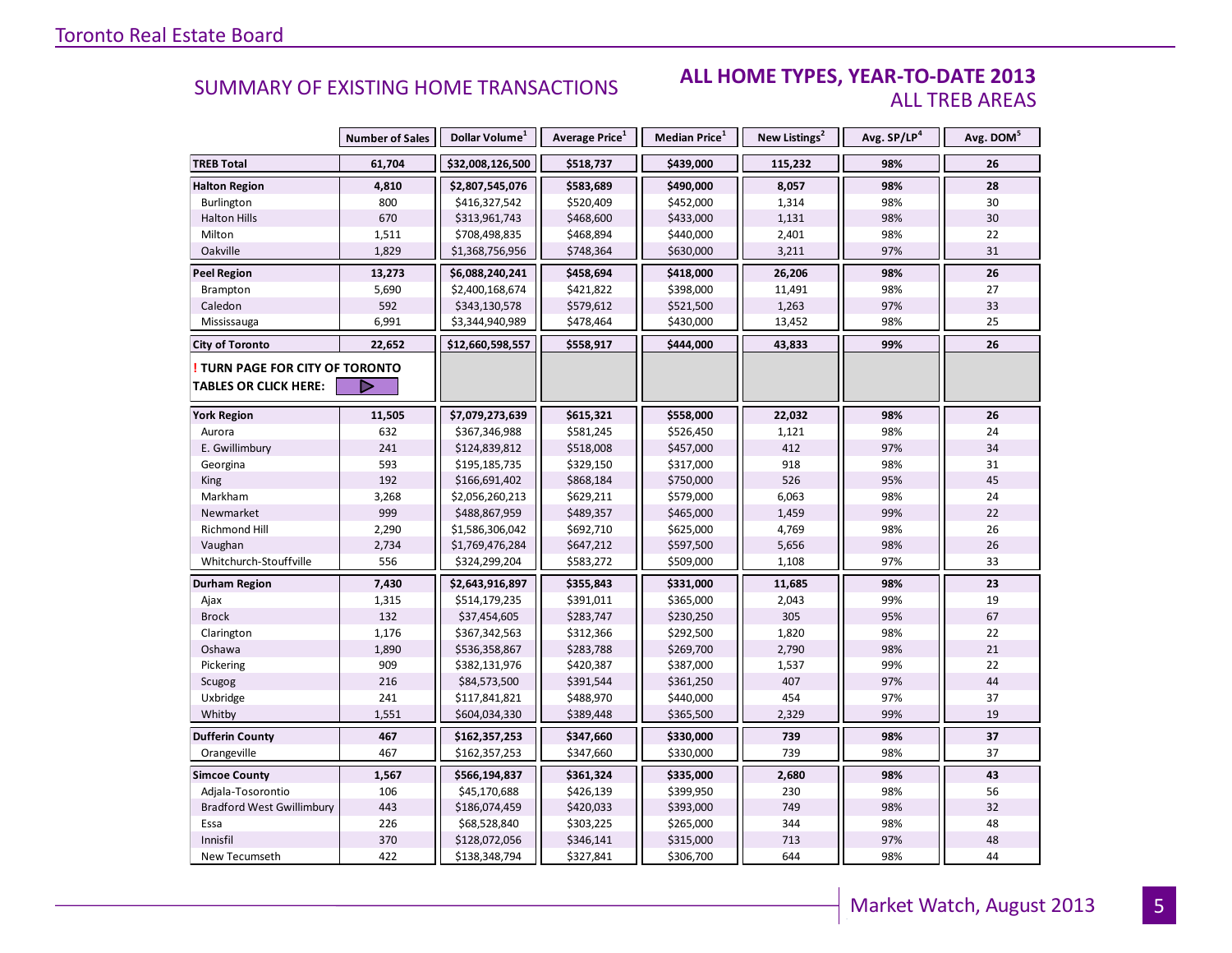## SUMMARY OF EXISTING HOME TRANSACTIONS

### ALL HOME TYPES, YEAR-TO-DATE 2013
### ALL TREB AREAS

| | Number of Sales | Dollar Volume[1] | Average Price[1] | Median Price[1] | New Listings[2] | Avg. SP/LP[4] | Avg. DOM[5] |
|---|---|---|---|---|---|---|---|
| **TREB Total** | **61,704** | **$32,008,126,500** | **$518,737** | **$439,000** | **115,232** | **98%** | **26** |
| **Halton Region** | **4,810** | **$2,807,545,076** | **$583,689** | **$490,000** | **8,057** | **98%** | **28** |
| Burlington | 800 | $416,327,542 | $520,409 | $452,000 | 1,314 | 98% | 30 |
| Halton Hills | 670 | $313,961,743 | $468,600 | $433,000 | 1,131 | 98% | 30 |
| Milton | 1,511 | $708,498,835 | $468,894 | $440,000 | 2,401 | 98% | 22 |
| Oakville | 1,829 | $1,368,756,956 | $748,364 | $630,000 | 3,211 | 97% | 31 |
| **Peel Region** | **13,273** | **$6,088,240,241** | **$458,694** | **$418,000** | **26,206** | **98%** | **26** |
| Brampton | 5,690 | $2,400,168,674 | $421,822 | $398,000 | 11,491 | 98% | 27 |
| Caledon | 592 | $343,130,578 | $579,612 | $521,500 | 1,263 | 97% | 33 |
| Mississauga | 6,991 | $3,344,940,989 | $478,464 | $430,000 | 13,452 | 98% | 25 |
| **City of Toronto** | **22,652** | **$12,660,598,557** | **$558,917** | **$444,000** | **43,833** | **99%** | **26** |
| **! TURN PAGE FOR CITY OF TORONTO TABLES OR CLICK HERE:** | | | | | | | |
| **York Region** | **11,505** | **$7,079,273,639** | **$615,321** | **$558,000** | **22,032** | **98%** | **26** |
| Aurora | 632 | $367,346,988 | $581,245 | $526,450 | 1,121 | 98% | 24 |
| E. Gwillimbury | 241 | $124,839,812 | $518,008 | $457,000 | 412 | 97% | 34 |
| Georgina | 593 | $195,185,735 | $329,150 | $317,000 | 918 | 98% | 31 |
| King | 192 | $166,691,402 | $868,184 | $750,000 | 526 | 95% | 45 |
| Markham | 3,268 | $2,056,260,213 | $629,211 | $579,000 | 6,063 | 98% | 24 |
| Newmarket | 999 | $488,867,959 | $489,357 | $465,000 | 1,459 | 99% | 22 |
| Richmond Hill | 2,290 | $1,586,306,042 | $692,710 | $625,000 | 4,769 | 98% | 26 |
| Vaughan | 2,734 | $1,769,476,284 | $647,212 | $597,500 | 5,656 | 98% | 26 |
| Whitchurch-Stouffville | 556 | $324,299,204 | $583,272 | $509,000 | 1,108 | 97% | 33 |
| **Durham Region** | **7,430** | **$2,643,916,897** | **$355,843** | **$331,000** | **11,685** | **98%** | **23** |
| Ajax | 1,315 | $514,179,235 | $391,011 | $365,000 | 2,043 | 99% | 19 |
| Brock | 132 | $37,454,605 | $283,747 | $230,250 | 305 | 95% | 67 |
| Clarington | 1,176 | $367,342,563 | $312,366 | $292,500 | 1,820 | 98% | 22 |
| Oshawa | 1,890 | $536,358,867 | $283,788 | $269,700 | 2,790 | 98% | 21 |
| Pickering | 909 | $382,131,976 | $420,387 | $387,000 | 1,537 | 99% | 22 |
| Scugog | 216 | $84,573,500 | $391,544 | $361,250 | 407 | 97% | 44 |
| Uxbridge | 241 | $117,841,821 | $488,970 | $440,000 | 454 | 97% | 37 |
| Whitby | 1,551 | $604,034,330 | $389,448 | $365,500 | 2,329 | 99% | 19 |
| **Dufferin County** | **467** | **$162,357,253** | **$347,660** | **$330,000** | **739** | **98%** | **37** |
| Orangeville | 467 | $162,357,253 | $347,660 | $330,000 | 739 | 98% | 37 |
| **Simcoe County** | **1,567** | **$566,194,837** | **$361,324** | **$335,000** | **2,680** | **98%** | **43** |
| Adjala-Tosorontio | 106 | $45,170,688 | $426,139 | $399,950 | 230 | 98% | 56 |
| Bradford West Gwillimbury | 443 | $186,074,459 | $420,033 | $393,000 | 749 | 98% | 32 |
| Essa | 226 | $68,528,840 | $303,225 | $265,000 | 344 | 98% | 48 |
| Innisfil | 370 | $128,072,056 | $346,141 | $315,000 | 713 | 97% | 48 |
| New Tecumseth | 422 | $138,348,794 | $327,841 | $306,700 | 644 | 98% | 44 |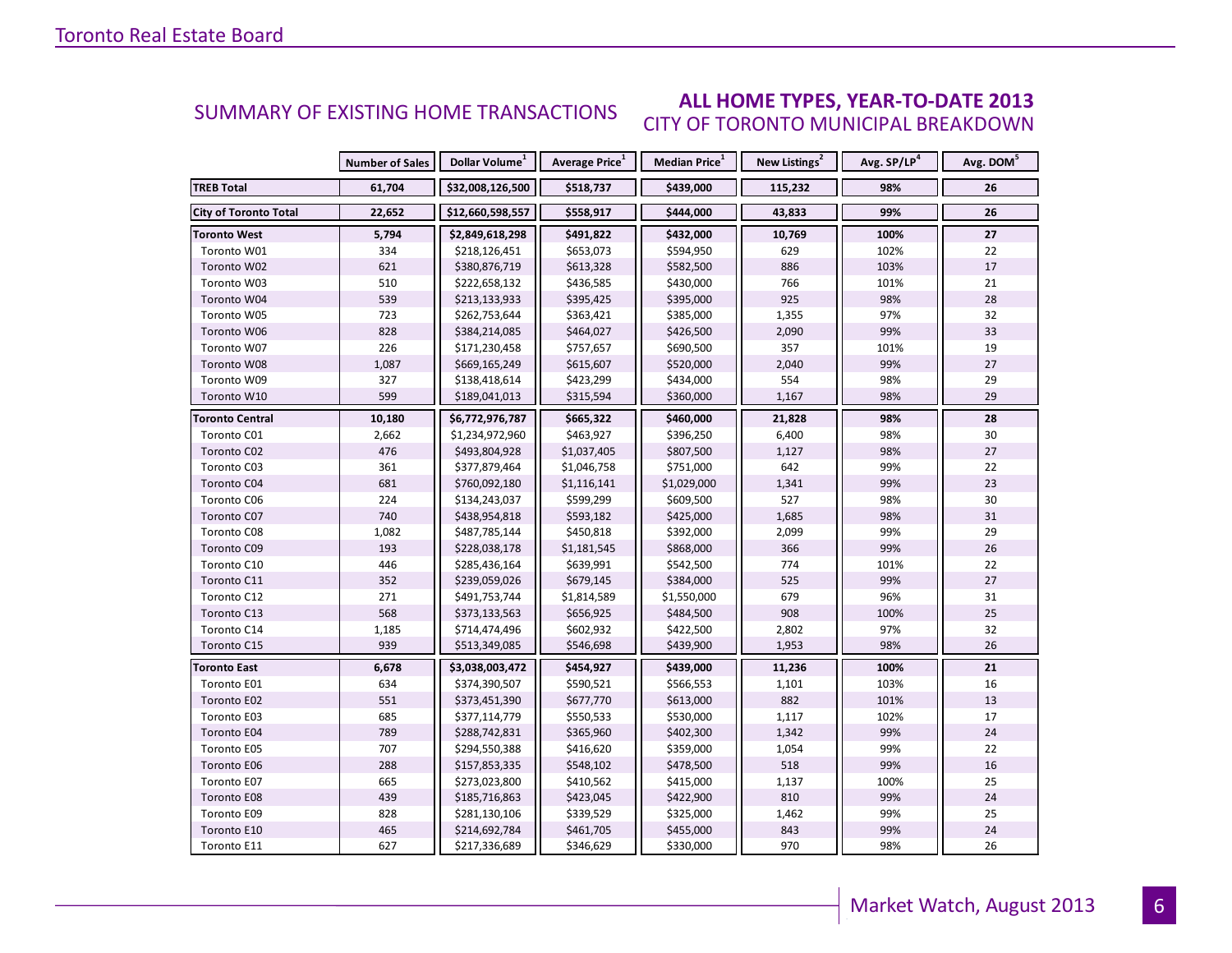## SUMMARY OF EXISTING HOME TRANSACTIONS

### ALL HOME TYPES, YEAR-TO-DATE 2013
### CITY OF TORONTO MUNICIPAL BREAKDOWN

| | Number of Sales | Dollar Volume[1] | Average Price[1] | Median Price[1] | New Listings[2] | Avg. SP/LP[4] | Avg. DOM[5] |
|---|---|---|---|---|---|---|---|
| **TREB Total** | **61,704** | **$32,008,126,500** | **$518,737** | **$439,000** | **115,232** | **98%** | **26** |
| **City of Toronto Total** | **22,652** | **$12,660,598,557** | **$558,917** | **$444,000** | **43,833** | **99%** | **26** |
| **Toronto West** | **5,794** | **$2,849,618,298** | **$491,822** | **$432,000** | **10,769** | **100%** | **27** |
| Toronto W01 | 334 | $218,126,451 | $653,073 | $594,950 | 629 | 102% | 22 |
| Toronto W02 | 621 | $380,876,719 | $613,328 | $582,500 | 886 | 103% | 17 |
| Toronto W03 | 510 | $222,658,132 | $436,585 | $430,000 | 766 | 101% | 21 |
| Toronto W04 | 539 | $213,133,933 | $395,425 | $395,000 | 925 | 98% | 28 |
| Toronto W05 | 723 | $262,753,644 | $363,421 | $385,000 | 1,355 | 97% | 32 |
| Toronto W06 | 828 | $384,214,085 | $464,027 | $426,500 | 2,090 | 99% | 33 |
| Toronto W07 | 226 | $171,230,458 | $757,657 | $690,500 | 357 | 101% | 19 |
| Toronto W08 | 1,087 | $669,165,249 | $615,607 | $520,000 | 2,040 | 99% | 27 |
| Toronto W09 | 327 | $138,418,614 | $423,299 | $434,000 | 554 | 98% | 29 |
| Toronto W10 | 599 | $189,041,013 | $315,594 | $360,000 | 1,167 | 98% | 29 |
| **Toronto Central** | **10,180** | **$6,772,976,787** | **$665,322** | **$460,000** | **21,828** | **98%** | **28** |
| Toronto C01 | 2,662 | $1,234,972,960 | $463,927 | $396,250 | 6,400 | 98% | 30 |
| Toronto C02 | 476 | $493,804,928 | $1,037,405 | $807,500 | 1,127 | 98% | 27 |
| Toronto C03 | 361 | $377,879,464 | $1,046,758 | $751,000 | 642 | 99% | 22 |
| Toronto C04 | 681 | $760,092,180 | $1,116,141 | $1,029,000 | 1,341 | 99% | 23 |
| Toronto C06 | 224 | $134,243,037 | $599,299 | $609,500 | 527 | 98% | 30 |
| Toronto C07 | 740 | $438,954,818 | $593,182 | $425,000 | 1,685 | 98% | 31 |
| Toronto C08 | 1,082 | $487,785,144 | $450,818 | $392,000 | 2,099 | 99% | 29 |
| Toronto C09 | 193 | $228,038,178 | $1,181,545 | $868,000 | 366 | 99% | 26 |
| Toronto C10 | 446 | $285,436,164 | $639,991 | $542,500 | 774 | 101% | 22 |
| Toronto C11 | 352 | $239,059,026 | $679,145 | $384,000 | 525 | 99% | 27 |
| Toronto C12 | 271 | $491,753,744 | $1,814,589 | $1,550,000 | 679 | 96% | 31 |
| Toronto C13 | 568 | $373,133,563 | $656,925 | $484,500 | 908 | 100% | 25 |
| Toronto C14 | 1,185 | $714,474,496 | $602,932 | $422,500 | 2,802 | 97% | 32 |
| Toronto C15 | 939 | $513,349,085 | $546,698 | $439,900 | 1,953 | 98% | 26 |
| **Toronto East** | **6,678** | **$3,038,003,472** | **$454,927** | **$439,000** | **11,236** | **100%** | **21** |
| Toronto E01 | 634 | $374,390,507 | $590,521 | $566,553 | 1,101 | 103% | 16 |
| Toronto E02 | 551 | $373,451,390 | $677,770 | $613,000 | 882 | 101% | 13 |
| Toronto E03 | 685 | $377,114,779 | $550,533 | $530,000 | 1,117 | 102% | 17 |
| Toronto E04 | 789 | $288,742,831 | $365,960 | $402,300 | 1,342 | 99% | 24 |
| Toronto E05 | 707 | $294,550,388 | $416,620 | $359,000 | 1,054 | 99% | 22 |
| Toronto E06 | 288 | $157,853,335 | $548,102 | $478,500 | 518 | 99% | 16 |
| Toronto E07 | 665 | $273,023,800 | $410,562 | $415,000 | 1,137 | 100% | 25 |
| Toronto E08 | 439 | $185,716,863 | $423,045 | $422,900 | 810 | 99% | 24 |
| Toronto E09 | 828 | $281,130,106 | $339,529 | $325,000 | 1,462 | 99% | 25 |
| Toronto E10 | 465 | $214,692,784 | $461,705 | $455,000 | 843 | 99% | 24 |
| Toronto E11 | 627 | $217,336,689 | $346,629 | $330,000 | 970 | 98% | 26 |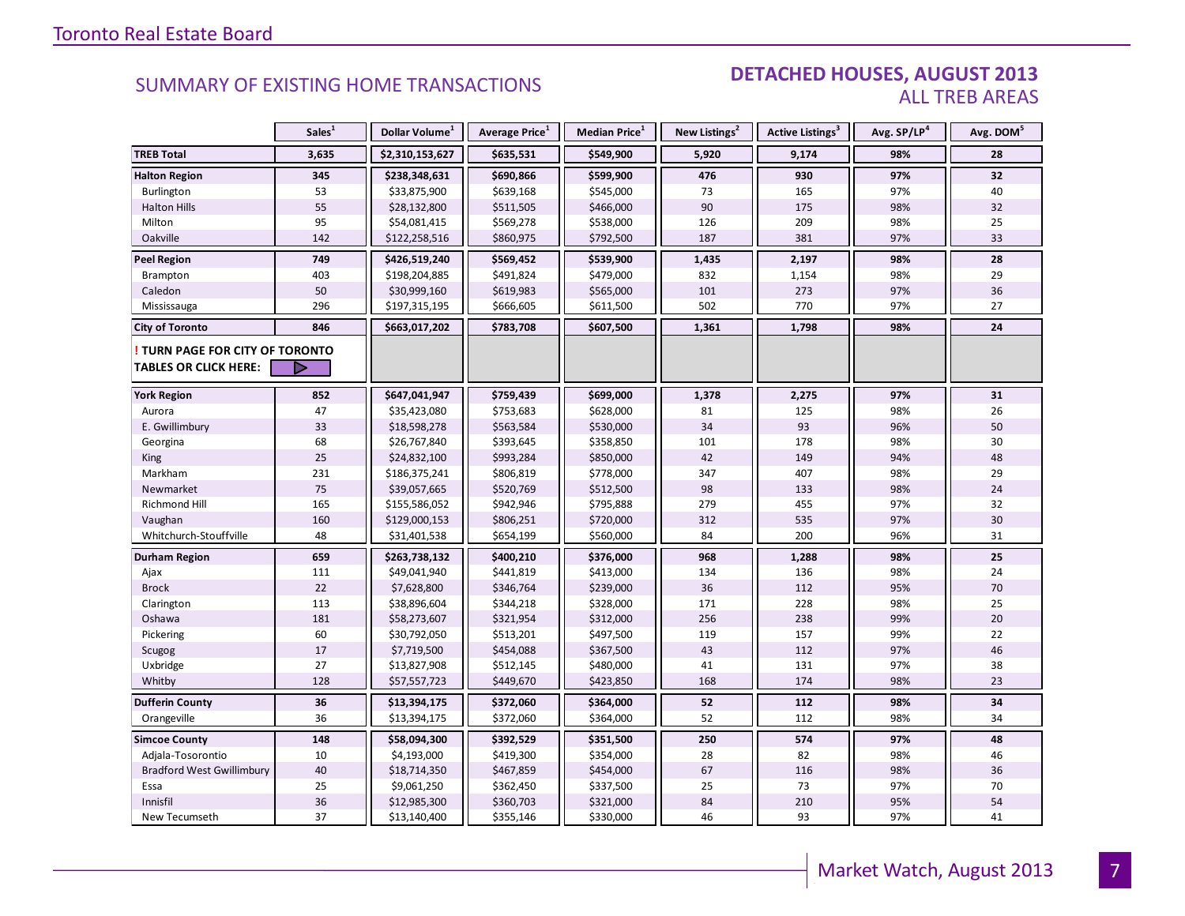## SUMMARY OF EXISTING HOME TRANSACTIONS

### DETACHED HOUSES, AUGUST 2013
ALL TREB AREAS

| | Sales[1] | Dollar Volume[1] | Average Price[1] | Median Price[1] | New Listings[2] | Active Listings[3] | Avg. SP/LP[4] | Avg. DOM[5] |
|---|---|---|---|---|---|---|---|---|
| **TREB Total** | **3,635** | **$2,310,153,627** | **$635,531** | **$549,900** | **5,920** | **9,174** | **98%** | **28** |
| **Halton Region** | **345** | **$238,348,631** | **$690,866** | **$599,900** | **476** | **930** | **97%** | **32** |
| Burlington | 53 | $33,875,900 | $639,168 | $545,000 | 73 | 165 | 97% | 40 |
| Halton Hills | 55 | $28,132,800 | $511,505 | $466,000 | 90 | 175 | 98% | 32 |
| Milton | 95 | $54,081,415 | $569,278 | $538,000 | 126 | 209 | 98% | 25 |
| Oakville | 142 | $122,258,516 | $860,975 | $792,500 | 187 | 381 | 97% | 33 |
| **Peel Region** | **749** | **$426,519,240** | **$569,452** | **$539,900** | **1,435** | **2,197** | **98%** | **28** |
| Brampton | 403 | $198,204,885 | $491,824 | $479,000 | 832 | 1,154 | 98% | 29 |
| Caledon | 50 | $30,999,160 | $619,983 | $565,000 | 101 | 273 | 97% | 36 |
| Mississauga | 296 | $197,315,195 | $666,605 | $611,500 | 502 | 770 | 97% | 27 |
| **City of Toronto** | **846** | **$663,017,202** | **$783,708** | **$607,500** | **1,361** | **1,798** | **98%** | **24** |
| **! TURN PAGE FOR CITY OF TORONTO TABLES OR CLICK HERE:** | | | | | | | | |
| **York Region** | **852** | **$647,041,947** | **$759,439** | **$699,000** | **1,378** | **2,275** | **97%** | **31** |
| Aurora | 47 | $35,423,080 | $753,683 | $628,000 | 81 | 125 | 98% | 26 |
| E. Gwillimbury | 33 | $18,598,278 | $563,584 | $530,000 | 34 | 93 | 96% | 50 |
| Georgina | 68 | $26,767,840 | $393,645 | $358,850 | 101 | 178 | 98% | 30 |
| King | 25 | $24,832,100 | $993,284 | $850,000 | 42 | 149 | 94% | 48 |
| Markham | 231 | $186,375,241 | $806,819 | $778,000 | 347 | 407 | 98% | 29 |
| Newmarket | 75 | $39,057,665 | $520,769 | $512,500 | 98 | 133 | 98% | 24 |
| Richmond Hill | 165 | $155,586,052 | $942,946 | $795,888 | 279 | 455 | 97% | 32 |
| Vaughan | 160 | $129,000,153 | $806,251 | $720,000 | 312 | 535 | 97% | 30 |
| Whitchurch-Stouffville | 48 | $31,401,538 | $654,199 | $560,000 | 84 | 200 | 96% | 31 |
| **Durham Region** | **659** | **$263,738,132** | **$400,210** | **$376,000** | **968** | **1,288** | **98%** | **25** |
| Ajax | 111 | $49,041,940 | $441,819 | $413,000 | 134 | 136 | 98% | 24 |
| Brock | 22 | $7,628,800 | $346,764 | $239,000 | 36 | 112 | 95% | 70 |
| Clarington | 113 | $38,896,604 | $344,218 | $328,000 | 171 | 228 | 98% | 25 |
| Oshawa | 181 | $58,273,607 | $321,954 | $312,000 | 256 | 238 | 99% | 20 |
| Pickering | 60 | $30,792,050 | $513,201 | $497,500 | 119 | 157 | 99% | 22 |
| Scugog | 17 | $7,719,500 | $454,088 | $367,500 | 43 | 112 | 97% | 46 |
| Uxbridge | 27 | $13,827,908 | $512,145 | $480,000 | 41 | 131 | 97% | 38 |
| Whitby | 128 | $57,557,723 | $449,670 | $423,850 | 168 | 174 | 98% | 23 |
| **Dufferin County** | **36** | **$13,394,175** | **$372,060** | **$364,000** | **52** | **112** | **98%** | **34** |
| Orangeville | 36 | $13,394,175 | $372,060 | $364,000 | 52 | 112 | 98% | 34 |
| **Simcoe County** | **148** | **$58,094,300** | **$392,529** | **$351,500** | **250** | **574** | **97%** | **48** |
| Adjala-Tosorontio | 10 | $4,193,000 | $419,300 | $354,000 | 28 | 82 | 98% | 46 |
| Bradford West Gwillimbury | 40 | $18,714,350 | $467,859 | $454,000 | 67 | 116 | 98% | 36 |
| Essa | 25 | $9,061,250 | $362,450 | $337,500 | 25 | 73 | 97% | 70 |
| Innisfil | 36 | $12,985,300 | $360,703 | $321,000 | 84 | 210 | 95% | 54 |
| New Tecumseth | 37 | $13,140,400 | $355,146 | $330,000 | 46 | 93 | 97% | 41 |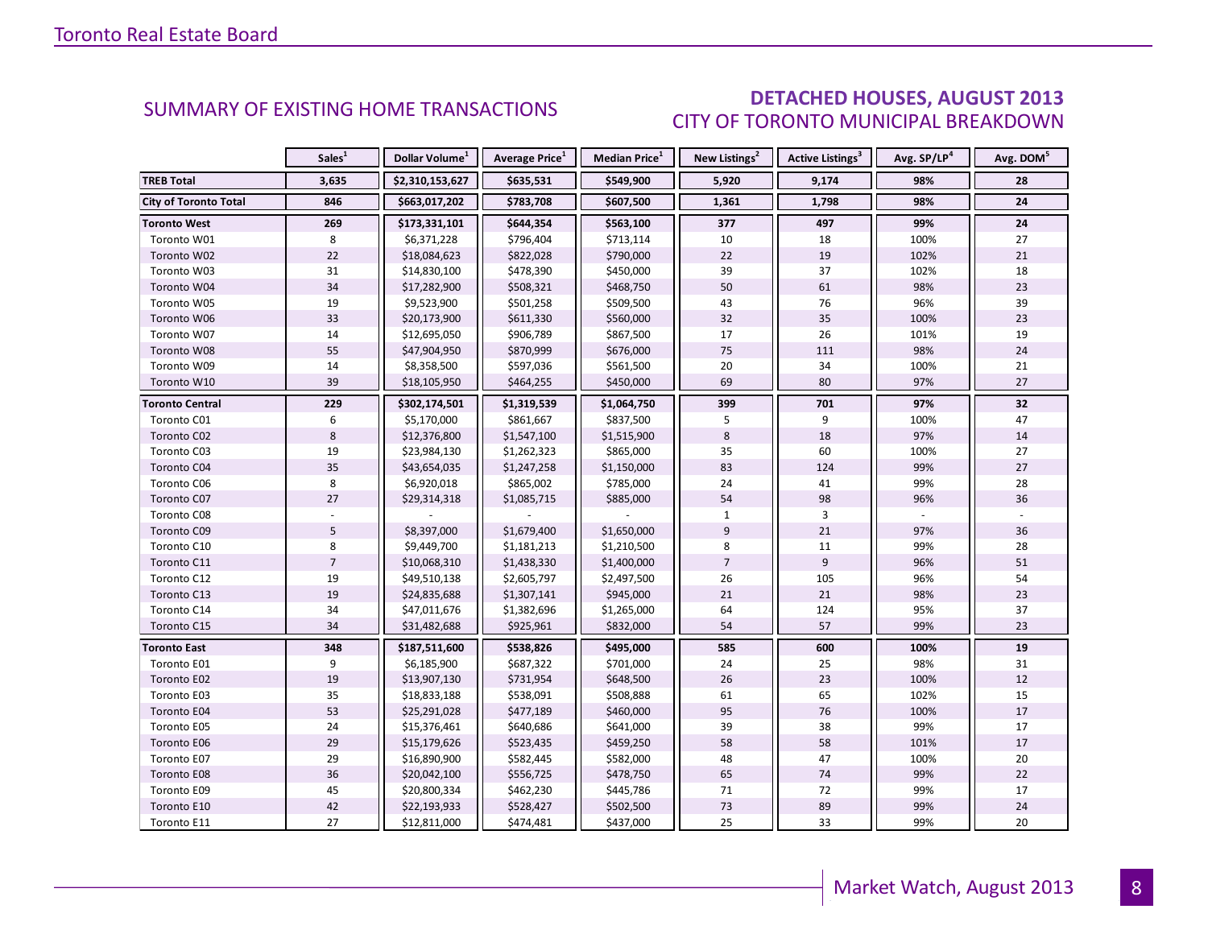## SUMMARY OF EXISTING HOME TRANSACTIONS

## DETACHED HOUSES, AUGUST 2013
### CITY OF TORONTO MUNICIPAL BREAKDOWN

| | Sales[1] | Dollar Volume[1] | Average Price[1] | Median Price[1] | New Listings[2] | Active Listings[3] | Avg. SP/LP[4] | Avg. DOM[5] |
|---|---|---|---|---|---|---|---|---|
| **TREB Total** | **3,635** | **$2,310,153,627** | **$635,531** | **$549,900** | **5,920** | **9,174** | **98%** | **28** |
| **City of Toronto Total** | **846** | **$663,017,202** | **$783,708** | **$607,500** | **1,361** | **1,798** | **98%** | **24** |
| **Toronto West** | **269** | **$173,331,101** | **$644,354** | **$563,100** | **377** | **497** | **99%** | **24** |
| Toronto W01 | 8 | $6,371,228 | $796,404 | $713,114 | 10 | 18 | 100% | 27 |
| Toronto W02 | 22 | $18,084,623 | $822,028 | $790,000 | 22 | 19 | 102% | 21 |
| Toronto W03 | 31 | $14,830,100 | $478,390 | $450,000 | 39 | 37 | 102% | 18 |
| Toronto W04 | 34 | $17,282,900 | $508,321 | $468,750 | 50 | 61 | 98% | 23 |
| Toronto W05 | 19 | $9,523,900 | $501,258 | $509,500 | 43 | 76 | 96% | 39 |
| Toronto W06 | 33 | $20,173,900 | $611,330 | $560,000 | 32 | 35 | 100% | 23 |
| Toronto W07 | 14 | $12,695,050 | $906,789 | $867,500 | 17 | 26 | 101% | 19 |
| Toronto W08 | 55 | $47,904,950 | $870,999 | $676,000 | 75 | 111 | 98% | 24 |
| Toronto W09 | 14 | $8,358,500 | $597,036 | $561,500 | 20 | 34 | 100% | 21 |
| Toronto W10 | 39 | $18,105,950 | $464,255 | $450,000 | 69 | 80 | 97% | 27 |
| **Toronto Central** | **229** | **$302,174,501** | **$1,319,539** | **$1,064,750** | **399** | **701** | **97%** | **32** |
| Toronto C01 | 6 | $5,170,000 | $861,667 | $837,500 | 5 | 9 | 100% | 47 |
| Toronto C02 | 8 | $12,376,800 | $1,547,100 | $1,515,900 | 8 | 18 | 97% | 14 |
| Toronto C03 | 19 | $23,984,130 | $1,262,323 | $865,000 | 35 | 60 | 100% | 27 |
| Toronto C04 | 35 | $43,654,035 | $1,247,258 | $1,150,000 | 83 | 124 | 99% | 27 |
| Toronto C06 | 8 | $6,920,018 | $865,002 | $785,000 | 24 | 41 | 99% | 28 |
| Toronto C07 | 27 | $29,314,318 | $1,085,715 | $885,000 | 54 | 98 | 96% | 36 |
| Toronto C08 | - | - | - | - | 1 | 3 | - | - |
| Toronto C09 | 5 | $8,397,000 | $1,679,400 | $1,650,000 | 9 | 21 | 97% | 36 |
| Toronto C10 | 8 | $9,449,700 | $1,181,213 | $1,210,500 | 8 | 11 | 99% | 28 |
| Toronto C11 | 7 | $10,068,310 | $1,438,330 | $1,400,000 | 7 | 9 | 96% | 51 |
| Toronto C12 | 19 | $49,510,138 | $2,605,797 | $2,497,500 | 26 | 105 | 96% | 54 |
| Toronto C13 | 19 | $24,835,688 | $1,307,141 | $945,000 | 21 | 21 | 98% | 23 |
| Toronto C14 | 34 | $47,011,676 | $1,382,696 | $1,265,000 | 64 | 124 | 95% | 37 |
| Toronto C15 | 34 | $31,482,688 | $925,961 | $832,000 | 54 | 57 | 99% | 23 |
| **Toronto East** | **348** | **$187,511,600** | **$538,826** | **$495,000** | **585** | **600** | **100%** | **19** |
| Toronto E01 | 9 | $6,185,900 | $687,322 | $701,000 | 24 | 25 | 98% | 31 |
| Toronto E02 | 19 | $13,907,130 | $731,954 | $648,500 | 26 | 23 | 100% | 12 |
| Toronto E03 | 35 | $18,833,188 | $538,091 | $508,888 | 61 | 65 | 102% | 15 |
| Toronto E04 | 53 | $25,291,028 | $477,189 | $460,000 | 95 | 76 | 100% | 17 |
| Toronto E05 | 24 | $15,376,461 | $640,686 | $641,000 | 39 | 38 | 99% | 17 |
| Toronto E06 | 29 | $15,179,626 | $523,435 | $459,250 | 58 | 58 | 101% | 17 |
| Toronto E07 | 29 | $16,890,900 | $582,445 | $582,000 | 48 | 47 | 100% | 20 |
| Toronto E08 | 36 | $20,042,100 | $556,725 | $478,750 | 65 | 74 | 99% | 22 |
| Toronto E09 | 45 | $20,800,334 | $462,230 | $445,786 | 71 | 72 | 99% | 17 |
| Toronto E10 | 42 | $22,193,933 | $528,427 | $502,500 | 73 | 89 | 99% | 24 |
| Toronto E11 | 27 | $12,811,000 | $474,481 | $437,000 | 25 | 33 | 99% | 20 |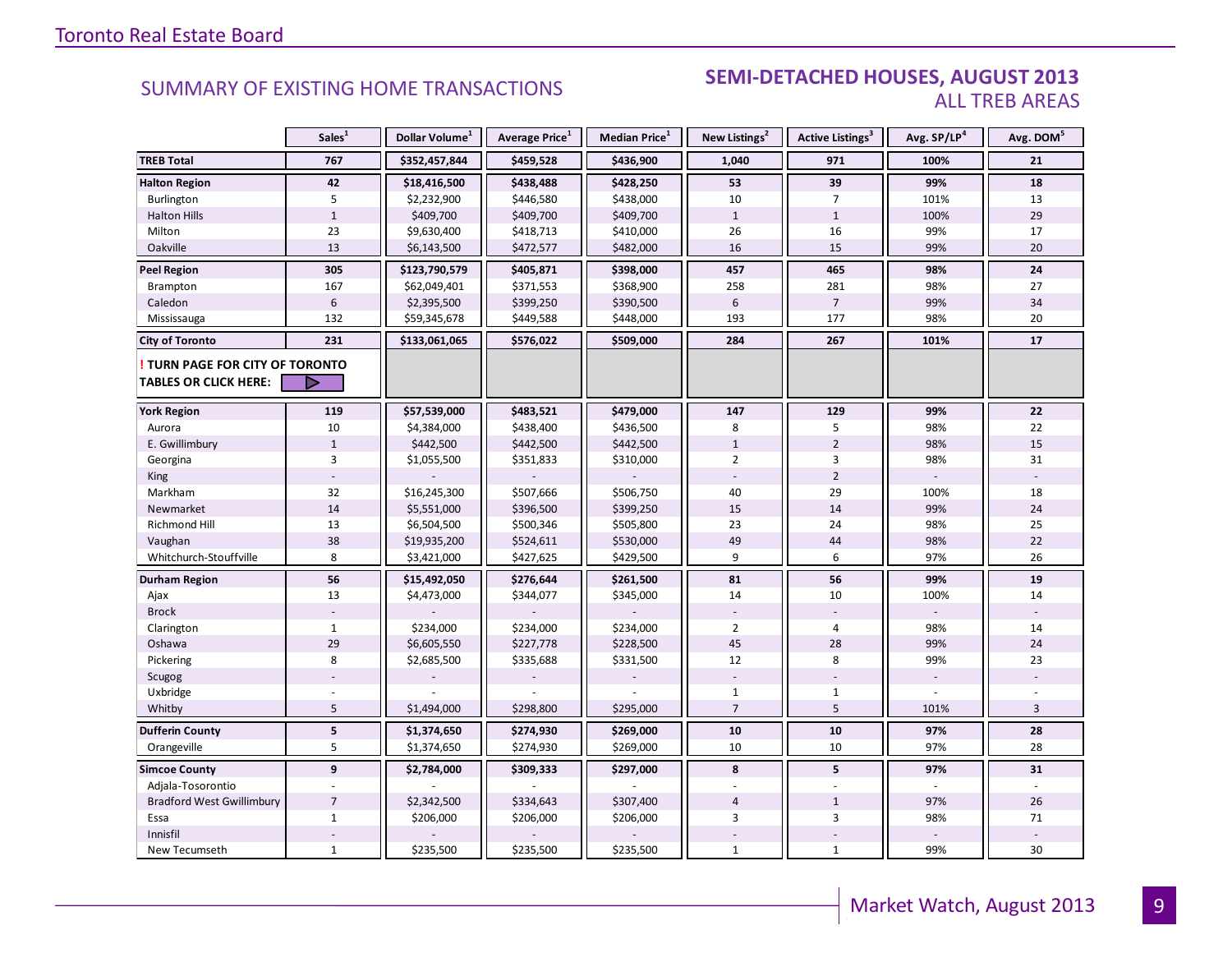Toronto Real Estate Board

## SUMMARY OF EXISTING HOME TRANSACTIONS

## SEMI-DETACHED HOUSES, AUGUST 2013
### ALL TREB AREAS

| | Sales[1] | Dollar Volume[1] | Average Price[1] | Median Price[1] | New Listings[2] | Active Listings[3] | Avg. SP/LP[4] | Avg. DOM[5] |
|---|---|---|---|---|---|---|---|---|
| **TREB Total** | **767** | **$352,457,844** | **$459,528** | **$436,900** | **1,040** | **971** | **100%** | **21** |
| **Halton Region** | **42** | **$18,416,500** | **$438,488** | **$428,250** | **53** | **39** | **99%** | **18** |
| Burlington | 5 | $2,232,900 | $446,580 | $438,000 | 10 | 7 | 101% | 13 |
| Halton Hills | 1 | $409,700 | $409,700 | $409,700 | 1 | 1 | 100% | 29 |
| Milton | 23 | $9,630,400 | $418,713 | $410,000 | 26 | 16 | 99% | 17 |
| Oakville | 13 | $6,143,500 | $472,577 | $482,000 | 16 | 15 | 99% | 20 |
| **Peel Region** | **305** | **$123,790,579** | **$405,871** | **$398,000** | **457** | **465** | **98%** | **24** |
| Brampton | 167 | $62,049,401 | $371,553 | $368,900 | 258 | 281 | 98% | 27 |
| Caledon | 6 | $2,395,500 | $399,250 | $390,500 | 6 | 7 | 99% | 34 |
| Mississauga | 132 | $59,345,678 | $449,588 | $448,000 | 193 | 177 | 98% | 20 |
| **City of Toronto** | **231** | **$133,061,065** | **$576,022** | **$509,000** | **284** | **267** | **101%** | **17** |
| **! TURN PAGE FOR CITY OF TORONTO TABLES OR CLICK HERE:** | | | | | | | | |
| **York Region** | **119** | **$57,539,000** | **$483,521** | **$479,000** | **147** | **129** | **99%** | **22** |
| Aurora | 10 | $4,384,000 | $438,400 | $436,500 | 8 | 5 | 98% | 22 |
| E. Gwillimbury | 1 | $442,500 | $442,500 | $442,500 | 1 | 2 | 98% | 15 |
| Georgina | 3 | $1,055,500 | $351,833 | $310,000 | 2 | 3 | 98% | 31 |
| King | - | - | - | - | - | 2 | - | - |
| Markham | 32 | $16,245,300 | $507,666 | $506,750 | 40 | 29 | 100% | 18 |
| Newmarket | 14 | $5,551,000 | $396,500 | $399,250 | 15 | 14 | 99% | 24 |
| Richmond Hill | 13 | $6,504,500 | $500,346 | $505,800 | 23 | 24 | 98% | 25 |
| Vaughan | 38 | $19,935,200 | $524,611 | $530,000 | 49 | 44 | 98% | 22 |
| Whitchurch-Stouffville | 8 | $3,421,000 | $427,625 | $429,500 | 9 | 6 | 97% | 26 |
| **Durham Region** | **56** | **$15,492,050** | **$276,644** | **$261,500** | **81** | **56** | **99%** | **19** |
| Ajax | 13 | $4,473,000 | $344,077 | $345,000 | 14 | 10 | 100% | 14 |
| Brock | - | - | - | - | - | - | - | - |
| Clarington | 1 | $234,000 | $234,000 | $234,000 | 2 | 4 | 98% | 14 |
| Oshawa | 29 | $6,605,550 | $227,778 | $228,500 | 45 | 28 | 99% | 24 |
| Pickering | 8 | $2,685,500 | $335,688 | $331,500 | 12 | 8 | 99% | 23 |
| Scugog | - | - | - | - | - | - | - | - |
| Uxbridge | - | - | - | - | 1 | 1 | - | - |
| Whitby | 5 | $1,494,000 | $298,800 | $295,000 | 7 | 5 | 101% | 3 |
| **Dufferin County** | **5** | **$1,374,650** | **$274,930** | **$269,000** | **10** | **10** | **97%** | **28** |
| Orangeville | 5 | $1,374,650 | $274,930 | $269,000 | 10 | 10 | 97% | 28 |
| **Simcoe County** | **9** | **$2,784,000** | **$309,333** | **$297,000** | **8** | **5** | **97%** | **31** |
| Adjala-Tosorontio | - | - | - | - | - | - | - | - |
| Bradford West Gwillimbury | 7 | $2,342,500 | $334,643 | $307,400 | 4 | 1 | 97% | 26 |
| Essa | 1 | $206,000 | $206,000 | $206,000 | 3 | 3 | 98% | 71 |
| Innisfil | - | - | - | - | - | - | - | - |
| New Tecumseth | 1 | $235,500 | $235,500 | $235,500 | 1 | 1 | 99% | 30 |

Market Watch, August 2013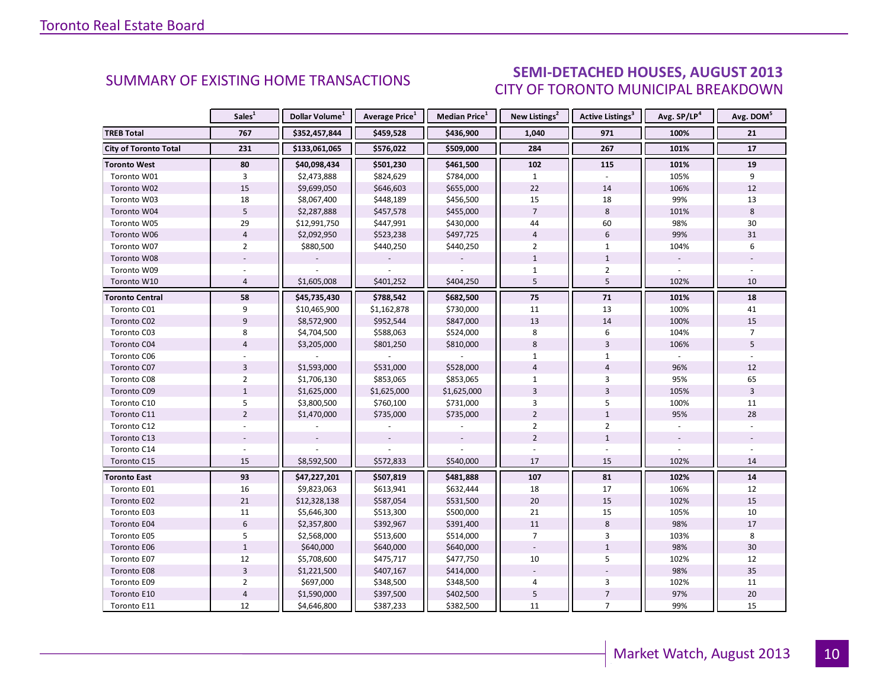## SUMMARY OF EXISTING HOME TRANSACTIONS

## SEMI-DETACHED HOUSES, AUGUST 2013
### CITY OF TORONTO MUNICIPAL BREAKDOWN

| | Sales[1] | Dollar Volume[1] | Average Price[1] | Median Price[1] | New Listings[2] | Active Listings[3] | Avg. SP/LP[4] | Avg. DOM[5] |
|---|---|---|---|---|---|---|---|---|
| **TREB Total** | **767** | **$352,457,844** | **$459,528** | **$436,900** | **1,040** | **971** | **100%** | **21** |
| **City of Toronto Total** | **231** | **$133,061,065** | **$576,022** | **$509,000** | **284** | **267** | **101%** | **17** |
| **Toronto West** | **80** | **$40,098,434** | **$501,230** | **$461,500** | **102** | **115** | **101%** | **19** |
| Toronto W01 | 3 | $2,473,888 | $824,629 | $784,000 | 1 | - | 105% | 9 |
| Toronto W02 | 15 | $9,699,050 | $646,603 | $655,000 | 22 | 14 | 106% | 12 |
| Toronto W03 | 18 | $8,067,400 | $448,189 | $456,500 | 15 | 18 | 99% | 13 |
| Toronto W04 | 5 | $2,287,888 | $457,578 | $455,000 | 7 | 8 | 101% | 8 |
| Toronto W05 | 29 | $12,991,750 | $447,991 | $430,000 | 44 | 60 | 98% | 30 |
| Toronto W06 | 4 | $2,092,950 | $523,238 | $497,725 | 4 | 6 | 99% | 31 |
| Toronto W07 | 2 | $880,500 | $440,250 | $440,250 | 2 | 1 | 104% | 6 |
| Toronto W08 | - | - | - | - | 1 | 1 | - | - |
| Toronto W09 | - | - | - | - | 1 | 2 | - | - |
| Toronto W10 | 4 | $1,605,008 | $401,252 | $404,250 | 5 | 5 | 102% | 10 |
| **Toronto Central** | **58** | **$45,735,430** | **$788,542** | **$682,500** | **75** | **71** | **101%** | **18** |
| Toronto C01 | 9 | $10,465,900 | $1,162,878 | $730,000 | 11 | 13 | 100% | 41 |
| Toronto C02 | 9 | $8,572,900 | $952,544 | $847,000 | 13 | 14 | 100% | 15 |
| Toronto C03 | 8 | $4,704,500 | $588,063 | $524,000 | 8 | 6 | 104% | 7 |
| Toronto C04 | 4 | $3,205,000 | $801,250 | $810,000 | 8 | 3 | 106% | 5 |
| Toronto C06 | - | - | - | - | 1 | 1 | - | - |
| Toronto C07 | 3 | $1,593,000 | $531,000 | $528,000 | 4 | 4 | 96% | 12 |
| Toronto C08 | 2 | $1,706,130 | $853,065 | $853,065 | 1 | 3 | 95% | 65 |
| Toronto C09 | 1 | $1,625,000 | $1,625,000 | $1,625,000 | 3 | 3 | 105% | 3 |
| Toronto C10 | 5 | $3,800,500 | $760,100 | $731,000 | 3 | 5 | 100% | 11 |
| Toronto C11 | 2 | $1,470,000 | $735,000 | $735,000 | 2 | 1 | 95% | 28 |
| Toronto C12 | - | - | - | - | 2 | 2 | - | - |
| Toronto C13 | - | - | - | - | 2 | 1 | - | - |
| Toronto C14 | - | - | - | - | - | - | - | - |
| Toronto C15 | 15 | $8,592,500 | $572,833 | $540,000 | 17 | 15 | 102% | 14 |
| **Toronto East** | **93** | **$47,227,201** | **$507,819** | **$481,888** | **107** | **81** | **102%** | **14** |
| Toronto E01 | 16 | $9,823,063 | $613,941 | $632,444 | 18 | 17 | 106% | 12 |
| Toronto E02 | 21 | $12,328,138 | $587,054 | $531,500 | 20 | 15 | 102% | 15 |
| Toronto E03 | 11 | $5,646,300 | $513,300 | $500,000 | 21 | 15 | 105% | 10 |
| Toronto E04 | 6 | $2,357,800 | $392,967 | $391,400 | 11 | 8 | 98% | 17 |
| Toronto E05 | 5 | $2,568,000 | $513,600 | $514,000 | 7 | 3 | 103% | 8 |
| Toronto E06 | 1 | $640,000 | $640,000 | $640,000 | - | 1 | 98% | 30 |
| Toronto E07 | 12 | $5,708,600 | $475,717 | $477,750 | 10 | 5 | 102% | 12 |
| Toronto E08 | 3 | $1,221,500 | $407,167 | $414,000 | - | - | 98% | 35 |
| Toronto E09 | 2 | $697,000 | $348,500 | $348,500 | 4 | 3 | 102% | 11 |
| Toronto E10 | 4 | $1,590,000 | $397,500 | $402,500 | 5 | 7 | 97% | 20 |
| Toronto E11 | 12 | $4,646,800 | $387,233 | $382,500 | 11 | 7 | 99% | 15 |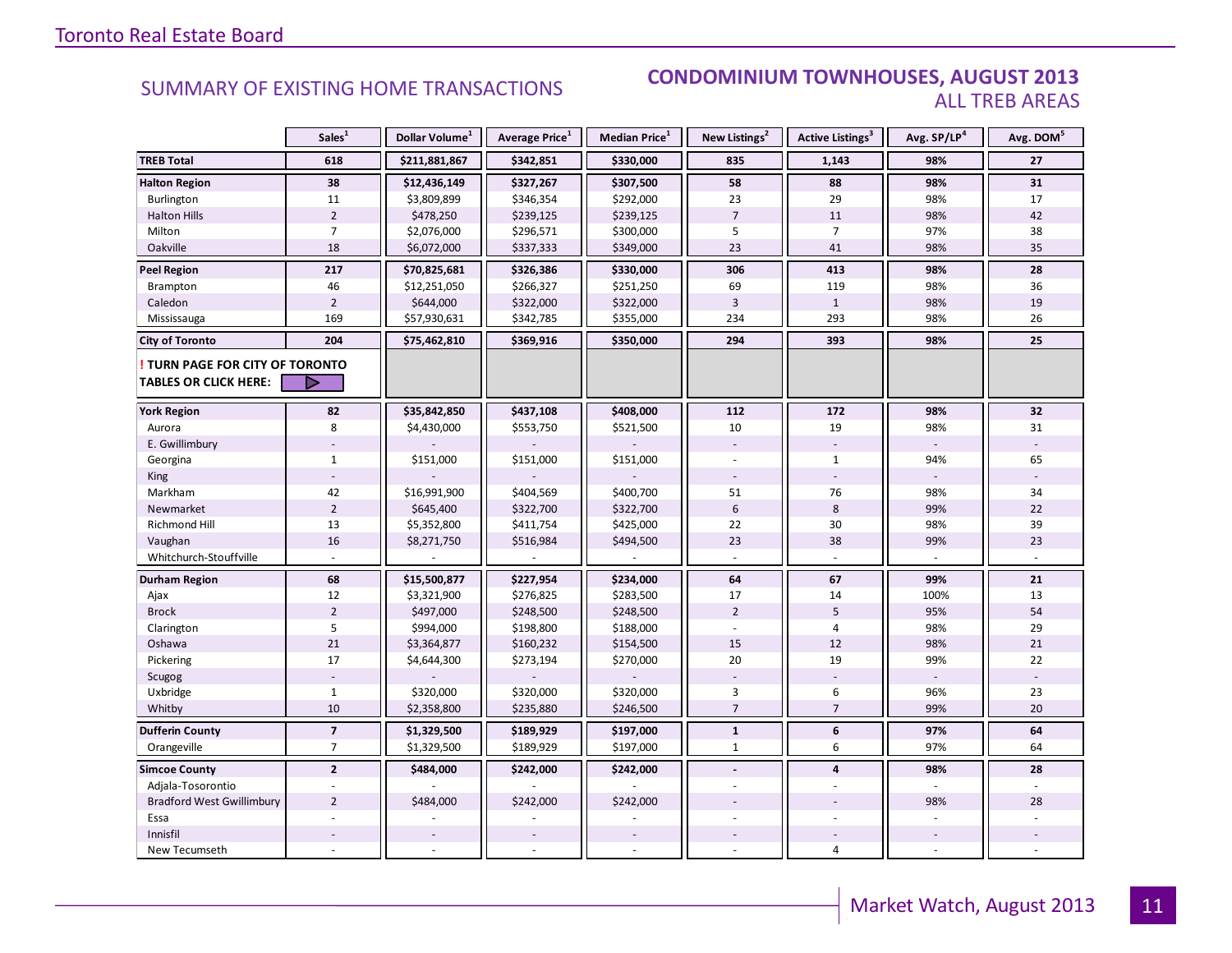## SUMMARY OF EXISTING HOME TRANSACTIONS

### CONDOMINIUM TOWNHOUSES, AUGUST 2013
### ALL TREB AREAS

| | Sales[1] | Dollar Volume[1] | Average Price[1] | Median Price[1] | New Listings[2] | Active Listings[3] | Avg. SP/LP[4] | Avg. DOM[5] |
|---|---|---|---|---|---|---|---|---|
| **TREB Total** | **618** | **$211,881,867** | **$342,851** | **$330,000** | **835** | **1,143** | **98%** | **27** |
| **Halton Region** | **38** | **$12,436,149** | **$327,267** | **$307,500** | **58** | **88** | **98%** | **31** |
| Burlington | 11 | $3,809,899 | $346,354 | $292,000 | 23 | 29 | 98% | 17 |
| Halton Hills | 2 | $478,250 | $239,125 | $239,125 | 7 | 11 | 98% | 42 |
| Milton | 7 | $2,076,000 | $296,571 | $300,000 | 5 | 7 | 97% | 38 |
| Oakville | 18 | $6,072,000 | $337,333 | $349,000 | 23 | 41 | 98% | 35 |
| **Peel Region** | **217** | **$70,825,681** | **$326,386** | **$330,000** | **306** | **413** | **98%** | **28** |
| Brampton | 46 | $12,251,050 | $266,327 | $251,250 | 69 | 119 | 98% | 36 |
| Caledon | 2 | $644,000 | $322,000 | $322,000 | 3 | 1 | 98% | 19 |
| Mississauga | 169 | $57,930,631 | $342,785 | $355,000 | 234 | 293 | 98% | 26 |
| **City of Toronto** | **204** | **$75,462,810** | **$369,916** | **$350,000** | **294** | **393** | **98%** | **25** |
| **! TURN PAGE FOR CITY OF TORONTO TABLES OR CLICK HERE:** | | | | | | | | |
| **York Region** | **82** | **$35,842,850** | **$437,108** | **$408,000** | **112** | **172** | **98%** | **32** |
| Aurora | 8 | $4,430,000 | $553,750 | $521,500 | 10 | 19 | 98% | 31 |
| E. Gwillimbury | - | - | - | - | - | - | - | - |
| Georgina | 1 | $151,000 | $151,000 | $151,000 | - | 1 | 94% | 65 |
| King | - | - | - | - | - | - | - | - |
| Markham | 42 | $16,991,900 | $404,569 | $400,700 | 51 | 76 | 98% | 34 |
| Newmarket | 2 | $645,400 | $322,700 | $322,700 | 6 | 8 | 99% | 22 |
| Richmond Hill | 13 | $5,352,800 | $411,754 | $425,000 | 22 | 30 | 98% | 39 |
| Vaughan | 16 | $8,271,750 | $516,984 | $494,500 | 23 | 38 | 99% | 23 |
| Whitchurch-Stouffville | - | - | - | - | - | - | - | - |
| **Durham Region** | **68** | **$15,500,877** | **$227,954** | **$234,000** | **64** | **67** | **99%** | **21** |
| Ajax | 12 | $3,321,900 | $276,825 | $283,500 | 17 | 14 | 100% | 13 |
| Brock | 2 | $497,000 | $248,500 | $248,500 | 2 | 5 | 95% | 54 |
| Clarington | 5 | $994,000 | $198,800 | $188,000 | - | 4 | 98% | 29 |
| Oshawa | 21 | $3,364,877 | $160,232 | $154,500 | 15 | 12 | 98% | 21 |
| Pickering | 17 | $4,644,300 | $273,194 | $270,000 | 20 | 19 | 99% | 22 |
| Scugog | - | - | - | - | - | - | - | - |
| Uxbridge | 1 | $320,000 | $320,000 | $320,000 | 3 | 6 | 96% | 23 |
| Whitby | 10 | $2,358,800 | $235,880 | $246,500 | 7 | 7 | 99% | 20 |
| **Dufferin County** | **7** | **$1,329,500** | **$189,929** | **$197,000** | **1** | **6** | **97%** | **64** |
| Orangeville | 7 | $1,329,500 | $189,929 | $197,000 | 1 | 6 | 97% | 64 |
| **Simcoe County** | **2** | **$484,000** | **$242,000** | **$242,000** | **-** | **4** | **98%** | **28** |
| Adjala-Tosorontio | - | - | - | - | - | - | - | - |
| Bradford West Gwillimbury | 2 | $484,000 | $242,000 | $242,000 | - | - | 98% | 28 |
| Essa | - | - | - | - | - | - | - | - |
| Innisfil | - | - | - | - | - | - | - | - |
| New Tecumseth | - | - | - | - | - | 4 | - | - |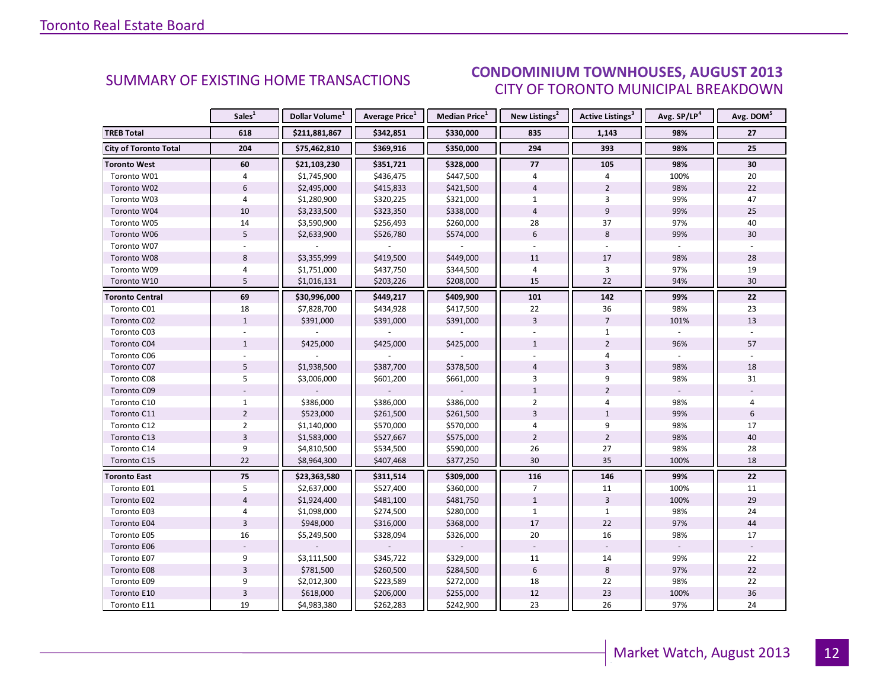## SUMMARY OF EXISTING HOME TRANSACTIONS

## CONDOMINIUM TOWNHOUSES, AUGUST 2013
### CITY OF TORONTO MUNICIPAL BREAKDOWN

| | Sales[1] | Dollar Volume[1] | Average Price[1] | Median Price[1] | New Listings[2] | Active Listings[3] | Avg. SP/LP[4] | Avg. DOM[5] |
|---|---|---|---|---|---|---|---|---|
| **TREB Total** | **618** | **$211,881,867** | **$342,851** | **$330,000** | **835** | **1,143** | **98%** | **27** |
| **City of Toronto Total** | **204** | **$75,462,810** | **$369,916** | **$350,000** | **294** | **393** | **98%** | **25** |
| **Toronto West** | **60** | **$21,103,230** | **$351,721** | **$328,000** | **77** | **105** | **98%** | **30** |
| Toronto W01 | 4 | $1,745,900 | $436,475 | $447,500 | 4 | 4 | 100% | 20 |
| Toronto W02 | 6 | $2,495,000 | $415,833 | $421,500 | 4 | 2 | 98% | 22 |
| Toronto W03 | 4 | $1,280,900 | $320,225 | $321,000 | 1 | 3 | 99% | 47 |
| Toronto W04 | 10 | $3,233,500 | $323,350 | $338,000 | 4 | 9 | 99% | 25 |
| Toronto W05 | 14 | $3,590,900 | $256,493 | $260,000 | 28 | 37 | 97% | 40 |
| Toronto W06 | 5 | $2,633,900 | $526,780 | $574,000 | 6 | 8 | 99% | 30 |
| Toronto W07 | - | - | - | - | - | - | - | - |
| Toronto W08 | 8 | $3,355,999 | $419,500 | $449,000 | 11 | 17 | 98% | 28 |
| Toronto W09 | 4 | $1,751,000 | $437,750 | $344,500 | 4 | 3 | 97% | 19 |
| Toronto W10 | 5 | $1,016,131 | $203,226 | $208,000 | 15 | 22 | 94% | 30 |
| **Toronto Central** | **69** | **$30,996,000** | **$449,217** | **$409,900** | **101** | **142** | **99%** | **22** |
| Toronto C01 | 18 | $7,828,700 | $434,928 | $417,500 | 22 | 36 | 98% | 23 |
| Toronto C02 | 1 | $391,000 | $391,000 | $391,000 | 3 | 7 | 101% | 13 |
| Toronto C03 | - | - | - | - | - | 1 | - | - |
| Toronto C04 | 1 | $425,000 | $425,000 | $425,000 | 1 | 2 | 96% | 57 |
| Toronto C06 | - | - | - | - | - | 4 | - | - |
| Toronto C07 | 5 | $1,938,500 | $387,700 | $378,500 | 4 | 3 | 98% | 18 |
| Toronto C08 | 5 | $3,006,000 | $601,200 | $661,000 | 3 | 9 | 98% | 31 |
| Toronto C09 | - | - | - | - | 1 | 2 | - | - |
| Toronto C10 | 1 | $386,000 | $386,000 | $386,000 | 2 | 4 | 98% | 4 |
| Toronto C11 | 2 | $523,000 | $261,500 | $261,500 | 3 | 1 | 99% | 6 |
| Toronto C12 | 2 | $1,140,000 | $570,000 | $570,000 | 4 | 9 | 98% | 17 |
| Toronto C13 | 3 | $1,583,000 | $527,667 | $575,000 | 2 | 2 | 98% | 40 |
| Toronto C14 | 9 | $4,810,500 | $534,500 | $590,000 | 26 | 27 | 98% | 28 |
| Toronto C15 | 22 | $8,964,300 | $407,468 | $377,250 | 30 | 35 | 100% | 18 |
| **Toronto East** | **75** | **$23,363,580** | **$311,514** | **$309,000** | **116** | **146** | **99%** | **22** |
| Toronto E01 | 5 | $2,637,000 | $527,400 | $360,000 | 7 | 11 | 100% | 11 |
| Toronto E02 | 4 | $1,924,400 | $481,100 | $481,750 | 1 | 3 | 100% | 29 |
| Toronto E03 | 4 | $1,098,000 | $274,500 | $280,000 | 1 | 1 | 98% | 24 |
| Toronto E04 | 3 | $948,000 | $316,000 | $368,000 | 17 | 22 | 97% | 44 |
| Toronto E05 | 16 | $5,249,500 | $328,094 | $326,000 | 20 | 16 | 98% | 17 |
| Toronto E06 | - | - | - | - | - | - | - | - |
| Toronto E07 | 9 | $3,111,500 | $345,722 | $329,000 | 11 | 14 | 99% | 22 |
| Toronto E08 | 3 | $781,500 | $260,500 | $284,500 | 6 | 8 | 97% | 22 |
| Toronto E09 | 9 | $2,012,300 | $223,589 | $272,000 | 18 | 22 | 98% | 22 |
| Toronto E10 | 3 | $618,000 | $206,000 | $255,000 | 12 | 23 | 100% | 36 |
| Toronto E11 | 19 | $4,983,380 | $262,283 | $242,900 | 23 | 26 | 97% | 24 |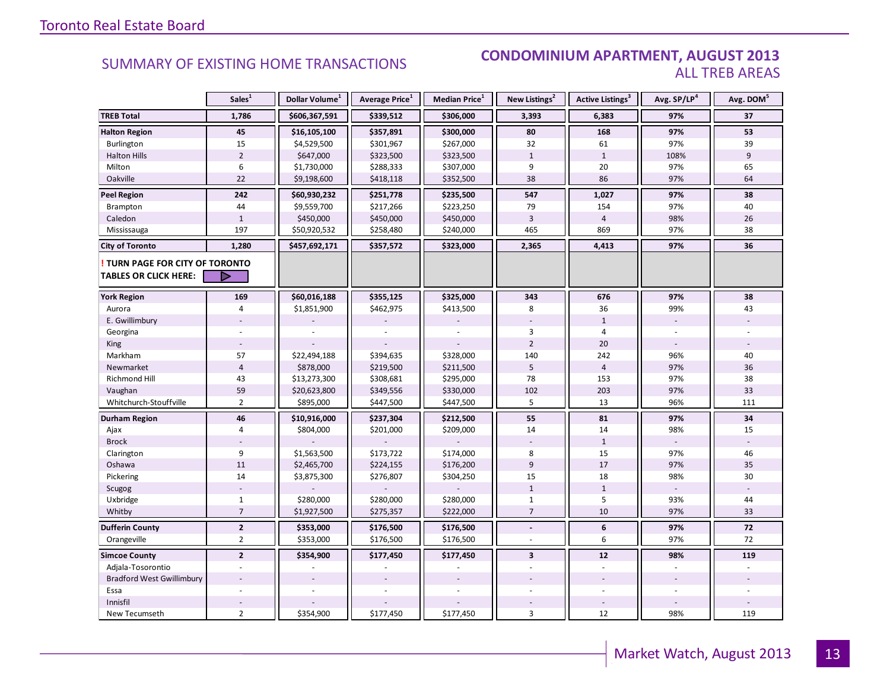Toronto Real Estate Board

## SUMMARY OF EXISTING HOME TRANSACTIONS

## CONDOMINIUM APARTMENT, AUGUST 2013
### ALL TREB AREAS

| | Sales[1] | Dollar Volume[1] | Average Price[1] | Median Price[1] | New Listings[2] | Active Listings[3] | Avg. SP/LP[4] | Avg. DOM[5] |
|---|---|---|---|---|---|---|---|---|
| **TREB Total** | **1,786** | **$606,367,591** | **$339,512** | **$306,000** | **3,393** | **6,383** | **97%** | **37** |
| **Halton Region** | **45** | **$16,105,100** | **$357,891** | **$300,000** | **80** | **168** | **97%** | **53** |
| Burlington | 15 | $4,529,500 | $301,967 | $267,000 | 32 | 61 | 97% | 39 |
| Halton Hills | 2 | $647,000 | $323,500 | $323,500 | 1 | 1 | 108% | 9 |
| Milton | 6 | $1,730,000 | $288,333 | $307,000 | 9 | 20 | 97% | 65 |
| Oakville | 22 | $9,198,600 | $418,118 | $352,500 | 38 | 86 | 97% | 64 |
| **Peel Region** | **242** | **$60,930,232** | **$251,778** | **$235,500** | **547** | **1,027** | **97%** | **38** |
| Brampton | 44 | $9,559,700 | $217,266 | $223,250 | 79 | 154 | 97% | 40 |
| Caledon | 1 | $450,000 | $450,000 | $450,000 | 3 | 4 | 98% | 26 |
| Mississauga | 197 | $50,920,532 | $258,480 | $240,000 | 465 | 869 | 97% | 38 |
| **City of Toronto** | **1,280** | **$457,692,171** | **$357,572** | **$323,000** | **2,365** | **4,413** | **97%** | **36** |
| **! TURN PAGE FOR CITY OF TORONTO TABLES OR CLICK HERE:** | | | | | | | | |
| **York Region** | **169** | **$60,016,188** | **$355,125** | **$325,000** | **343** | **676** | **97%** | **38** |
| Aurora | 4 | $1,851,900 | $462,975 | $413,500 | 8 | 36 | 99% | 43 |
| E. Gwillimbury | - | - | - | - | - | 1 | - | - |
| Georgina | - | - | - | - | 3 | 4 | - | - |
| King | - | - | - | - | 2 | 20 | - | - |
| Markham | 57 | $22,494,188 | $394,635 | $328,000 | 140 | 242 | 96% | 40 |
| Newmarket | 4 | $878,000 | $219,500 | $211,500 | 5 | 4 | 97% | 36 |
| Richmond Hill | 43 | $13,273,300 | $308,681 | $295,000 | 78 | 153 | 97% | 38 |
| Vaughan | 59 | $20,623,800 | $349,556 | $330,000 | 102 | 203 | 97% | 33 |
| Whitchurch-Stouffville | 2 | $895,000 | $447,500 | $447,500 | 5 | 13 | 96% | 111 |
| **Durham Region** | **46** | **$10,916,000** | **$237,304** | **$212,500** | **55** | **81** | **97%** | **34** |
| Ajax | 4 | $804,000 | $201,000 | $209,000 | 14 | 14 | 98% | 15 |
| Brock | - | - | - | - | - | 1 | - | - |
| Clarington | 9 | $1,563,500 | $173,722 | $174,000 | 8 | 15 | 97% | 46 |
| Oshawa | 11 | $2,465,700 | $224,155 | $176,200 | 9 | 17 | 97% | 35 |
| Pickering | 14 | $3,875,300 | $276,807 | $304,250 | 15 | 18 | 98% | 30 |
| Scugog | - | - | - | - | 1 | 1 | - | - |
| Uxbridge | 1 | $280,000 | $280,000 | $280,000 | 1 | 5 | 93% | 44 |
| Whitby | 7 | $1,927,500 | $275,357 | $222,000 | 7 | 10 | 97% | 33 |
| **Dufferin County** | **2** | **$353,000** | **$176,500** | **$176,500** | **-** | **6** | **97%** | **72** |
| Orangeville | 2 | $353,000 | $176,500 | $176,500 | - | 6 | 97% | 72 |
| **Simcoe County** | **2** | **$354,900** | **$177,450** | **$177,450** | **3** | **12** | **98%** | **119** |
| Adjala-Tosorontio | - | - | - | - | - | - | - | - |
| Bradford West Gwillimbury | - | - | - | - | - | - | - | - |
| Essa | - | - | - | - | - | - | - | - |
| Innisfil | - | - | - | - | - | - | - | - |
| New Tecumseth | 2 | $354,900 | $177,450 | $177,450 | 3 | 12 | 98% | 119 |

Market Watch, August 2013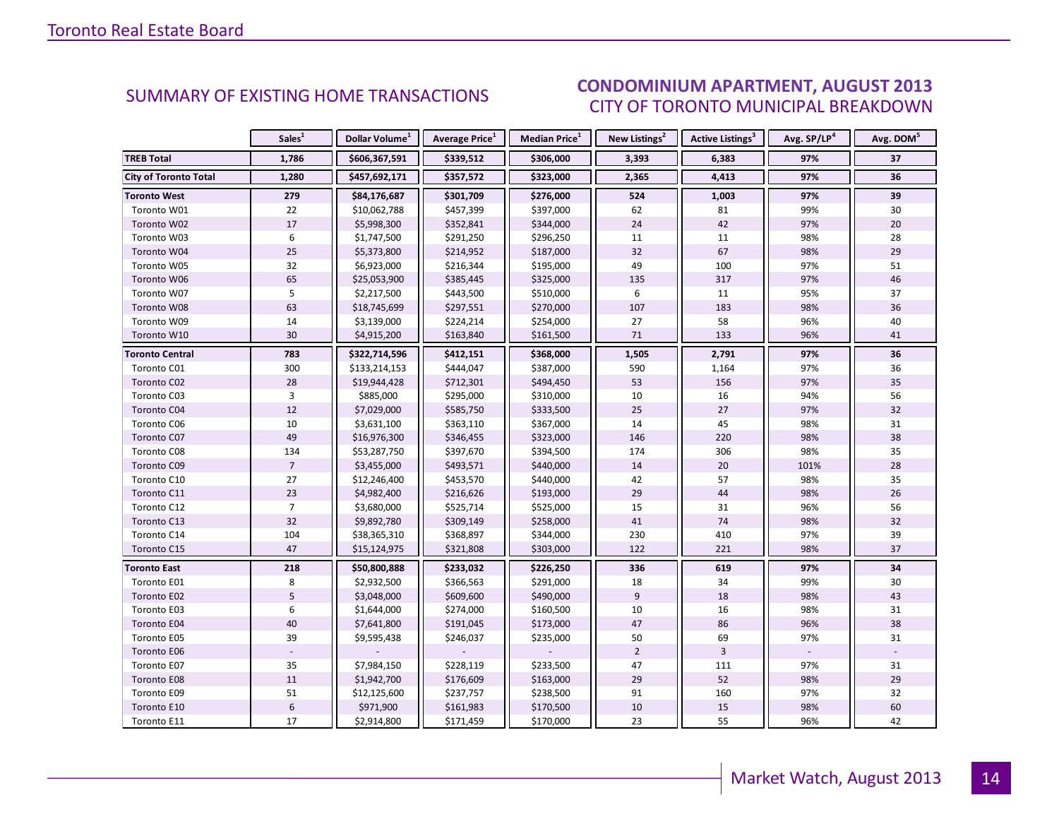## SUMMARY OF EXISTING HOME TRANSACTIONS

## CONDOMINIUM APARTMENT, AUGUST 2013
### CITY OF TORONTO MUNICIPAL BREAKDOWN

| | Sales[1] | Dollar Volume[1] | Average Price[1] | Median Price[1] | New Listings[2] | Active Listings[3] | Avg. SP/LP[4] | Avg. DOM[5] |
|---|---|---|---|---|---|---|---|---|
| **TREB Total** | **1,786** | **$606,367,591** | **$339,512** | **$306,000** | **3,393** | **6,383** | **97%** | **37** |
| **City of Toronto Total** | **1,280** | **$457,692,171** | **$357,572** | **$323,000** | **2,365** | **4,413** | **97%** | **36** |
| **Toronto West** | **279** | **$84,176,687** | **$301,709** | **$276,000** | **524** | **1,003** | **97%** | **39** |
| Toronto W01 | 22 | $10,062,788 | $457,399 | $397,000 | 62 | 81 | 99% | 30 |
| Toronto W02 | 17 | $5,998,300 | $352,841 | $344,000 | 24 | 42 | 97% | 20 |
| Toronto W03 | 6 | $1,747,500 | $291,250 | $296,250 | 11 | 11 | 98% | 28 |
| Toronto W04 | 25 | $5,373,800 | $214,952 | $187,000 | 32 | 67 | 98% | 29 |
| Toronto W05 | 32 | $6,923,000 | $216,344 | $195,000 | 49 | 100 | 97% | 51 |
| Toronto W06 | 65 | $25,053,900 | $385,445 | $325,000 | 135 | 317 | 97% | 46 |
| Toronto W07 | 5 | $2,217,500 | $443,500 | $510,000 | 6 | 11 | 95% | 37 |
| Toronto W08 | 63 | $18,745,699 | $297,551 | $270,000 | 107 | 183 | 98% | 36 |
| Toronto W09 | 14 | $3,139,000 | $224,214 | $254,000 | 27 | 58 | 96% | 40 |
| Toronto W10 | 30 | $4,915,200 | $163,840 | $161,500 | 71 | 133 | 96% | 41 |
| **Toronto Central** | **783** | **$322,714,596** | **$412,151** | **$368,000** | **1,505** | **2,791** | **97%** | **36** |
| Toronto C01 | 300 | $133,214,153 | $444,047 | $387,000 | 590 | 1,164 | 97% | 36 |
| Toronto C02 | 28 | $19,944,428 | $712,301 | $494,450 | 53 | 156 | 97% | 35 |
| Toronto C03 | 3 | $885,000 | $295,000 | $310,000 | 10 | 16 | 94% | 56 |
| Toronto C04 | 12 | $7,029,000 | $585,750 | $333,500 | 25 | 27 | 97% | 32 |
| Toronto C06 | 10 | $3,631,100 | $363,110 | $367,000 | 14 | 45 | 98% | 31 |
| Toronto C07 | 49 | $16,976,300 | $346,455 | $323,000 | 146 | 220 | 98% | 38 |
| Toronto C08 | 134 | $53,287,750 | $397,670 | $394,500 | 174 | 306 | 98% | 35 |
| Toronto C09 | 7 | $3,455,000 | $493,571 | $440,000 | 14 | 20 | 101% | 28 |
| Toronto C10 | 27 | $12,246,400 | $453,570 | $440,000 | 42 | 57 | 98% | 35 |
| Toronto C11 | 23 | $4,982,400 | $216,626 | $193,000 | 29 | 44 | 98% | 26 |
| Toronto C12 | 7 | $3,680,000 | $525,714 | $525,000 | 15 | 31 | 96% | 56 |
| Toronto C13 | 32 | $9,892,780 | $309,149 | $258,000 | 41 | 74 | 98% | 32 |
| Toronto C14 | 104 | $38,365,310 | $368,897 | $344,000 | 230 | 410 | 97% | 39 |
| Toronto C15 | 47 | $15,124,975 | $321,808 | $303,000 | 122 | 221 | 98% | 37 |
| **Toronto East** | **218** | **$50,800,888** | **$233,032** | **$226,250** | **336** | **619** | **97%** | **34** |
| Toronto E01 | 8 | $2,932,500 | $366,563 | $291,000 | 18 | 34 | 99% | 30 |
| Toronto E02 | 5 | $3,048,000 | $609,600 | $490,000 | 9 | 18 | 98% | 43 |
| Toronto E03 | 6 | $1,644,000 | $274,000 | $160,500 | 10 | 16 | 98% | 31 |
| Toronto E04 | 40 | $7,641,800 | $191,045 | $173,000 | 47 | 86 | 96% | 38 |
| Toronto E05 | 39 | $9,595,438 | $246,037 | $235,000 | 50 | 69 | 97% | 31 |
| Toronto E06 | - | - | - | - | 2 | 3 | - | - |
| Toronto E07 | 35 | $7,984,150 | $228,119 | $233,500 | 47 | 111 | 97% | 31 |
| Toronto E08 | 11 | $1,942,700 | $176,609 | $163,000 | 29 | 52 | 98% | 29 |
| Toronto E09 | 51 | $12,125,600 | $237,757 | $238,500 | 91 | 160 | 97% | 32 |
| Toronto E10 | 6 | $971,900 | $161,983 | $170,500 | 10 | 15 | 98% | 60 |
| Toronto E11 | 17 | $2,914,800 | $171,459 | $170,000 | 23 | 55 | 96% | 42 |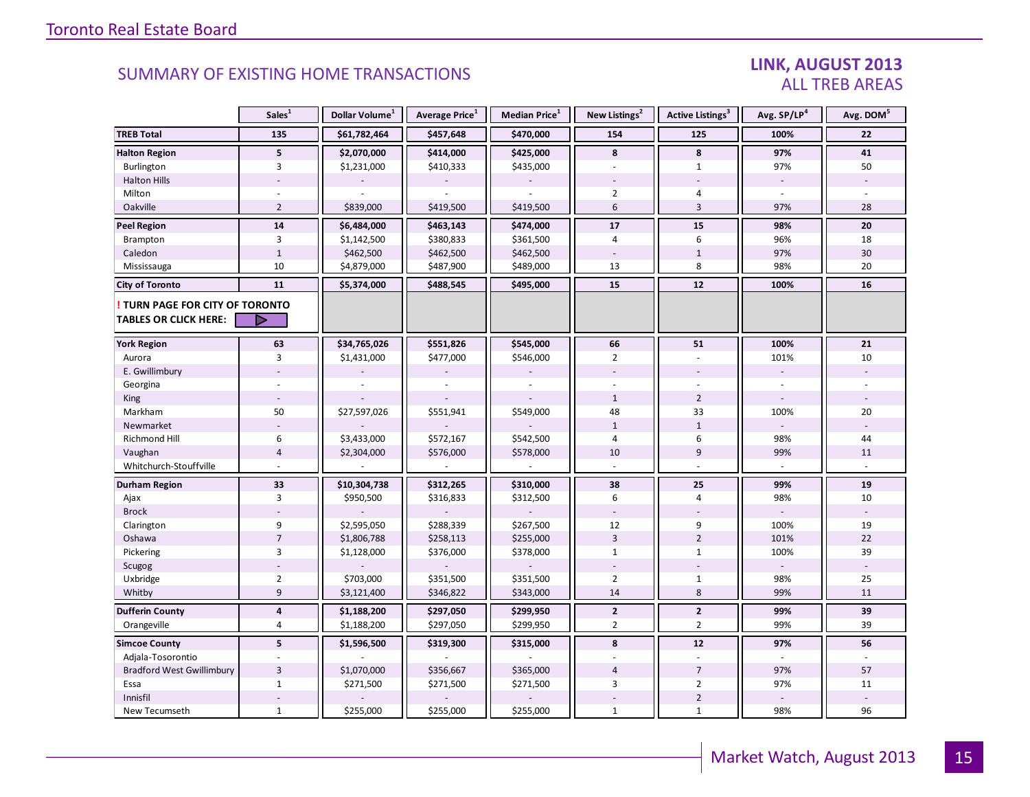Toronto Real Estate Board

## SUMMARY OF EXISTING HOME TRANSACTIONS

### LINK, AUGUST 2013
### ALL TREB AREAS

| | Sales[1] | Dollar Volume[1] | Average Price[1] | Median Price[1] | New Listings[2] | Active Listings[3] | Avg. SP/LP[4] | Avg. DOM[5] |
|---|---|---|---|---|---|---|---|---|
| **TREB Total** | **135** | **$61,782,464** | **$457,648** | **$470,000** | **154** | **125** | **100%** | **22** |
| **Halton Region** | **5** | **$2,070,000** | **$414,000** | **$425,000** | **8** | **8** | **97%** | **41** |
| Burlington | 3 | $1,231,000 | $410,333 | $435,000 | - | 1 | 97% | 50 |
| Halton Hills | - | - | - | - | - | - | - | - |
| Milton | - | - | - | - | 2 | 4 | - | - |
| Oakville | 2 | $839,000 | $419,500 | $419,500 | 6 | 3 | 97% | 28 |
| **Peel Region** | **14** | **$6,484,000** | **$463,143** | **$474,000** | **17** | **15** | **98%** | **20** |
| Brampton | 3 | $1,142,500 | $380,833 | $361,500 | 4 | 6 | 96% | 18 |
| Caledon | 1 | $462,500 | $462,500 | $462,500 | - | 1 | 97% | 30 |
| Mississauga | 10 | $4,879,000 | $487,900 | $489,000 | 13 | 8 | 98% | 20 |
| **City of Toronto** | **11** | **$5,374,000** | **$488,545** | **$495,000** | **15** | **12** | **100%** | **16** |
| **! TURN PAGE FOR CITY OF TORONTO TABLES OR CLICK HERE:** | | | | | | | | |
| **York Region** | **63** | **$34,765,026** | **$551,826** | **$545,000** | **66** | **51** | **100%** | **21** |
| Aurora | 3 | $1,431,000 | $477,000 | $546,000 | 2 | - | 101% | 10 |
| E. Gwillimbury | - | - | - | - | - | - | - | - |
| Georgina | - | - | - | - | - | - | - | - |
| King | - | - | - | - | 1 | 2 | - | - |
| Markham | 50 | $27,597,026 | $551,941 | $549,000 | 48 | 33 | 100% | 20 |
| Newmarket | - | - | - | - | 1 | 1 | - | - |
| Richmond Hill | 6 | $3,433,000 | $572,167 | $542,500 | 4 | 6 | 98% | 44 |
| Vaughan | 4 | $2,304,000 | $576,000 | $578,000 | 10 | 9 | 99% | 11 |
| Whitchurch-Stouffville | - | - | - | - | - | - | - | - |
| **Durham Region** | **33** | **$10,304,738** | **$312,265** | **$310,000** | **38** | **25** | **99%** | **19** |
| Ajax | 3 | $950,500 | $316,833 | $312,500 | 6 | 4 | 98% | 10 |
| Brock | - | - | - | - | - | - | - | - |
| Clarington | 9 | $2,595,050 | $288,339 | $267,500 | 12 | 9 | 100% | 19 |
| Oshawa | 7 | $1,806,788 | $258,113 | $255,000 | 3 | 2 | 101% | 22 |
| Pickering | 3 | $1,128,000 | $376,000 | $378,000 | 1 | 1 | 100% | 39 |
| Scugog | - | - | - | - | - | - | - | - |
| Uxbridge | 2 | $703,000 | $351,500 | $351,500 | 2 | 1 | 98% | 25 |
| Whitby | 9 | $3,121,400 | $346,822 | $343,000 | 14 | 8 | 99% | 11 |
| **Dufferin County** | **4** | **$1,188,200** | **$297,050** | **$299,950** | **2** | **2** | **99%** | **39** |
| Orangeville | 4 | $1,188,200 | $297,050 | $299,950 | 2 | 2 | 99% | 39 |
| **Simcoe County** | **5** | **$1,596,500** | **$319,300** | **$315,000** | **8** | **12** | **97%** | **56** |
| Adjala-Tosorontio | - | - | - | - | - | - | - | - |
| Bradford West Gwillimbury | 3 | $1,070,000 | $356,667 | $365,000 | 4 | 7 | 97% | 57 |
| Essa | 1 | $271,500 | $271,500 | $271,500 | 3 | 2 | 97% | 11 |
| Innisfil | - | - | - | - | - | 2 | - | - |
| New Tecumseth | 1 | $255,000 | $255,000 | $255,000 | 1 | 1 | 98% | 96 |

Market Watch, August 2013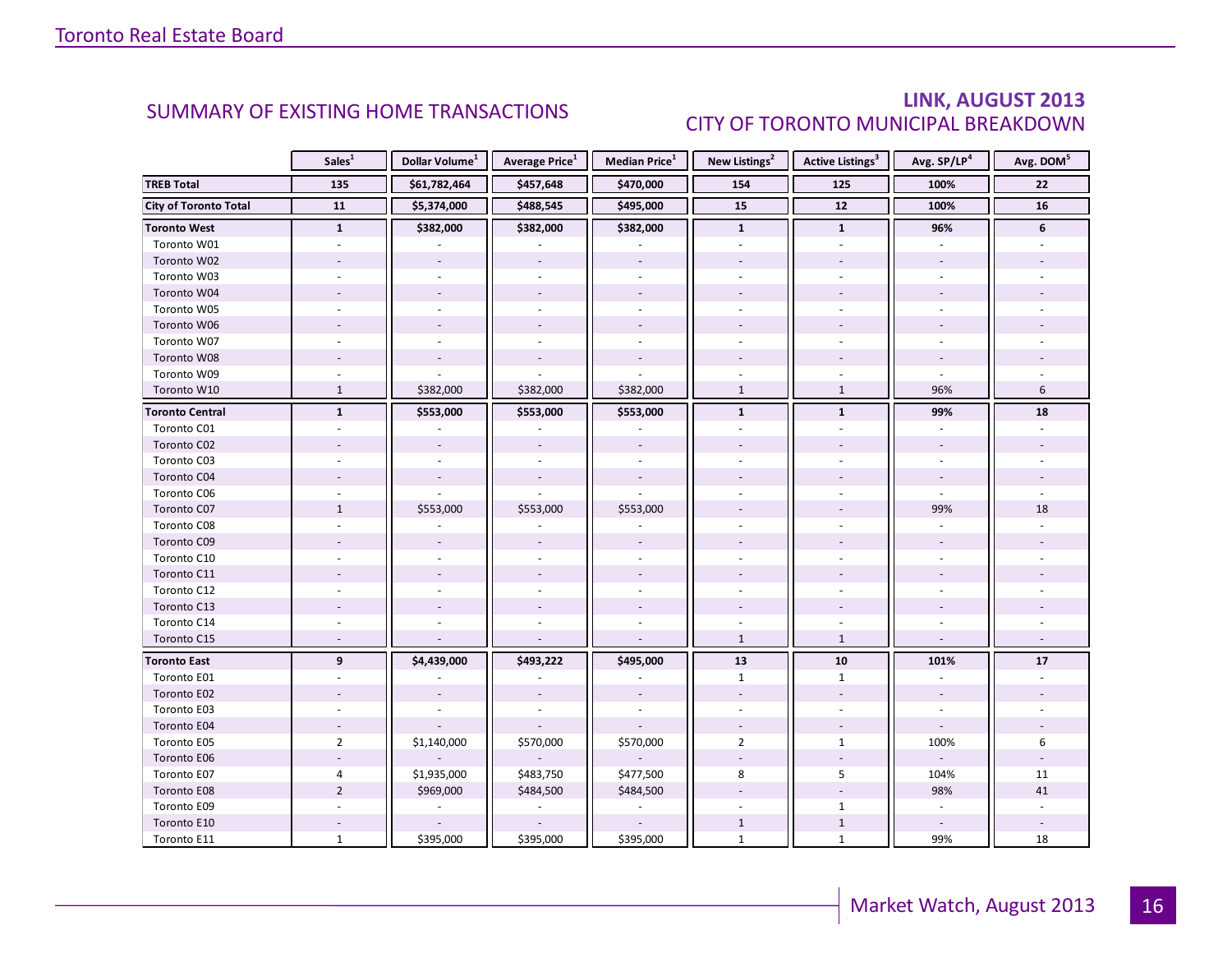## SUMMARY OF EXISTING HOME TRANSACTIONS

## LINK, AUGUST 2013
### CITY OF TORONTO MUNICIPAL BREAKDOWN

| | Sales[1] | Dollar Volume[1] | Average Price[1] | Median Price[1] | New Listings[2] | Active Listings[3] | Avg. SP/LP[4] | Avg. DOM[5] |
|---|---|---|---|---|---|---|---|---|
| **TREB Total** | **135** | **$61,782,464** | **$457,648** | **$470,000** | **154** | **125** | **100%** | **22** |
| **City of Toronto Total** | **11** | **$5,374,000** | **$488,545** | **$495,000** | **15** | **12** | **100%** | **16** |
| **Toronto West** | **1** | **$382,000** | **$382,000** | **$382,000** | **1** | **1** | **96%** | **6** |
| Toronto W01 | - | - | - | - | - | - | - | - |
| Toronto W02 | - | - | - | - | - | - | - | - |
| Toronto W03 | - | - | - | - | - | - | - | - |
| Toronto W04 | - | - | - | - | - | - | - | - |
| Toronto W05 | - | - | - | - | - | - | - | - |
| Toronto W06 | - | - | - | - | - | - | - | - |
| Toronto W07 | - | - | - | - | - | - | - | - |
| Toronto W08 | - | - | - | - | - | - | - | - |
| Toronto W09 | - | - | - | - | - | - | - | - |
| Toronto W10 | 1 | $382,000 | $382,000 | $382,000 | 1 | 1 | 96% | 6 |
| **Toronto Central** | **1** | **$553,000** | **$553,000** | **$553,000** | **1** | **1** | **99%** | **18** |
| Toronto C01 | - | - | - | - | - | - | - | - |
| Toronto C02 | - | - | - | - | - | - | - | - |
| Toronto C03 | - | - | - | - | - | - | - | - |
| Toronto C04 | - | - | - | - | - | - | - | - |
| Toronto C06 | - | - | - | - | - | - | - | - |
| Toronto C07 | 1 | $553,000 | $553,000 | $553,000 | - | - | 99% | 18 |
| Toronto C08 | - | - | - | - | - | - | - | - |
| Toronto C09 | - | - | - | - | - | - | - | - |
| Toronto C10 | - | - | - | - | - | - | - | - |
| Toronto C11 | - | - | - | - | - | - | - | - |
| Toronto C12 | - | - | - | - | - | - | - | - |
| Toronto C13 | - | - | - | - | - | - | - | - |
| Toronto C14 | - | - | - | - | - | - | - | - |
| Toronto C15 | - | - | - | - | 1 | 1 | - | - |
| **Toronto East** | **9** | **$4,439,000** | **$493,222** | **$495,000** | **13** | **10** | **101%** | **17** |
| Toronto E01 | - | - | - | - | 1 | 1 | - | - |
| Toronto E02 | - | - | - | - | - | - | - | - |
| Toronto E03 | - | - | - | - | - | - | - | - |
| Toronto E04 | - | - | - | - | - | - | - | - |
| Toronto E05 | 2 | $1,140,000 | $570,000 | $570,000 | 2 | 1 | 100% | 6 |
| Toronto E06 | - | - | - | - | - | - | - | - |
| Toronto E07 | 4 | $1,935,000 | $483,750 | $477,500 | 8 | 5 | 104% | 11 |
| Toronto E08 | 2 | $969,000 | $484,500 | $484,500 | - | - | 98% | 41 |
| Toronto E09 | - | - | - | - | - | 1 | - | - |
| Toronto E10 | - | - | - | - | 1 | 1 | - | - |
| Toronto E11 | 1 | $395,000 | $395,000 | $395,000 | 1 | 1 | 99% | 18 |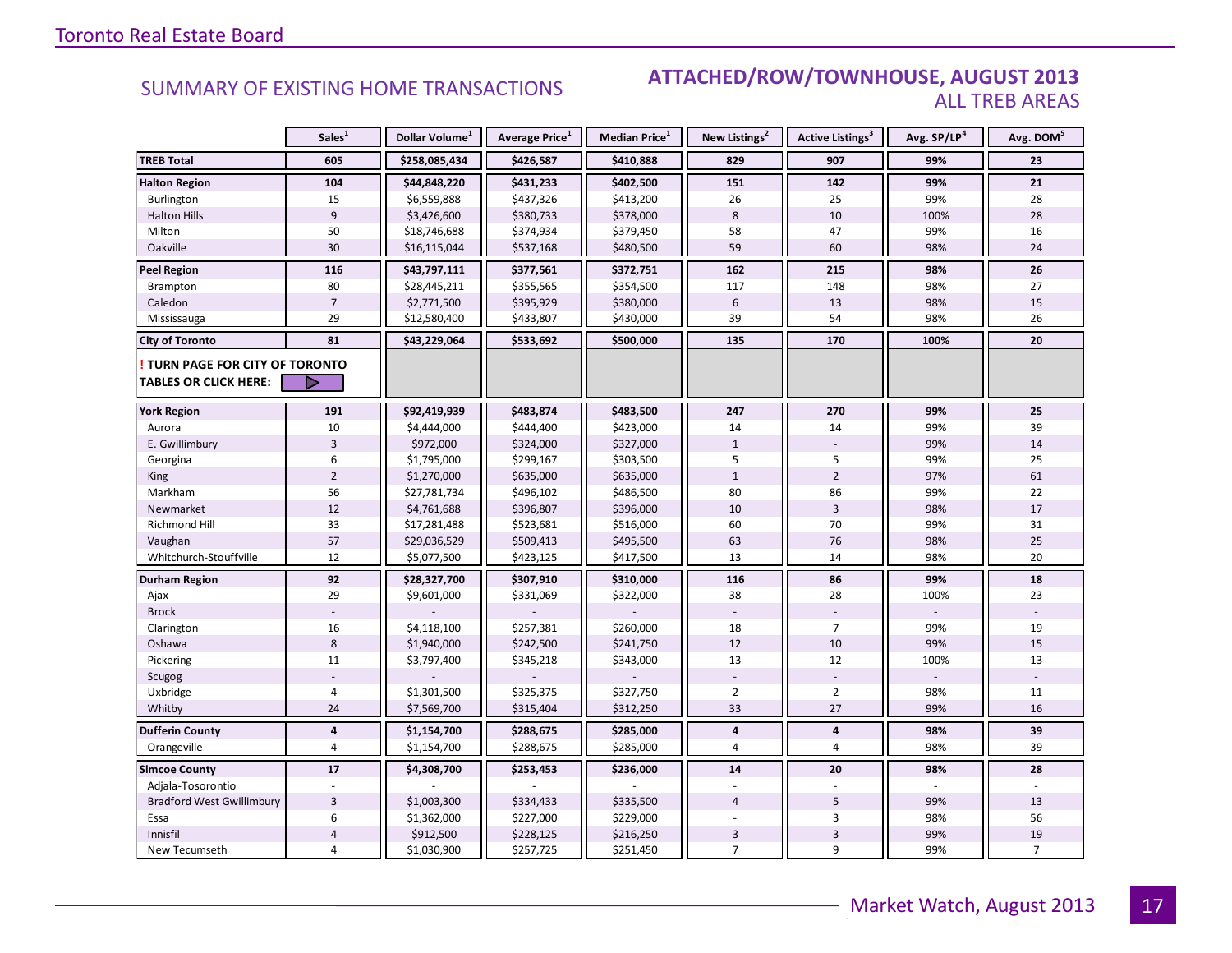Toronto Real Estate Board

## SUMMARY OF EXISTING HOME TRANSACTIONS

## ATTACHED/ROW/TOWNHOUSE, AUGUST 2013
### ALL TREB AREAS

| | Sales[1] | Dollar Volume[1] | Average Price[1] | Median Price[1] | New Listings[2] | Active Listings[3] | Avg. SP/LP[4] | Avg. DOM[5] |
|---|---|---|---|---|---|---|---|---|
| **TREB Total** | **605** | **$258,085,434** | **$426,587** | **$410,888** | **829** | **907** | **99%** | **23** |
| **Halton Region** | **104** | **$44,848,220** | **$431,233** | **$402,500** | **151** | **142** | **99%** | **21** |
| Burlington | 15 | $6,559,888 | $437,326 | $413,200 | 26 | 25 | 99% | 28 |
| Halton Hills | 9 | $3,426,600 | $380,733 | $378,000 | 8 | 10 | 100% | 28 |
| Milton | 50 | $18,746,688 | $374,934 | $379,450 | 58 | 47 | 99% | 16 |
| Oakville | 30 | $16,115,044 | $537,168 | $480,500 | 59 | 60 | 98% | 24 |
| **Peel Region** | **116** | **$43,797,111** | **$377,561** | **$372,751** | **162** | **215** | **98%** | **26** |
| Brampton | 80 | $28,445,211 | $355,565 | $354,500 | 117 | 148 | 98% | 27 |
| Caledon | 7 | $2,771,500 | $395,929 | $380,000 | 6 | 13 | 98% | 15 |
| Mississauga | 29 | $12,580,400 | $433,807 | $430,000 | 39 | 54 | 98% | 26 |
| **City of Toronto** | **81** | **$43,229,064** | **$533,692** | **$500,000** | **135** | **170** | **100%** | **20** |
| **! TURN PAGE FOR CITY OF TORONTO TABLES OR CLICK HERE:** | | | | | | | | |
| **York Region** | **191** | **$92,419,939** | **$483,874** | **$483,500** | **247** | **270** | **99%** | **25** |
| Aurora | 10 | $4,444,000 | $444,400 | $423,000 | 14 | 14 | 99% | 39 |
| E. Gwillimbury | 3 | $972,000 | $324,000 | $327,000 | 1 | - | 99% | 14 |
| Georgina | 6 | $1,795,000 | $299,167 | $303,500 | 5 | 5 | 99% | 25 |
| King | 2 | $1,270,000 | $635,000 | $635,000 | 1 | 2 | 97% | 61 |
| Markham | 56 | $27,781,734 | $496,102 | $486,500 | 80 | 86 | 99% | 22 |
| Newmarket | 12 | $4,761,688 | $396,807 | $396,000 | 10 | 3 | 98% | 17 |
| Richmond Hill | 33 | $17,281,488 | $523,681 | $516,000 | 60 | 70 | 99% | 31 |
| Vaughan | 57 | $29,036,529 | $509,413 | $495,500 | 63 | 76 | 98% | 25 |
| Whitchurch-Stouffville | 12 | $5,077,500 | $423,125 | $417,500 | 13 | 14 | 98% | 20 |
| **Durham Region** | **92** | **$28,327,700** | **$307,910** | **$310,000** | **116** | **86** | **99%** | **18** |
| Ajax | 29 | $9,601,000 | $331,069 | $322,000 | 38 | 28 | 100% | 23 |
| Brock | - | - | - | - | - | - | - | - |
| Clarington | 16 | $4,118,100 | $257,381 | $260,000 | 18 | 7 | 99% | 19 |
| Oshawa | 8 | $1,940,000 | $242,500 | $241,750 | 12 | 10 | 99% | 15 |
| Pickering | 11 | $3,797,400 | $345,218 | $343,000 | 13 | 12 | 100% | 13 |
| Scugog | - | - | - | - | - | - | - | - |
| Uxbridge | 4 | $1,301,500 | $325,375 | $327,750 | 2 | 2 | 98% | 11 |
| Whitby | 24 | $7,569,700 | $315,404 | $312,250 | 33 | 27 | 99% | 16 |
| **Dufferin County** | **4** | **$1,154,700** | **$288,675** | **$285,000** | **4** | **4** | **98%** | **39** |
| Orangeville | 4 | $1,154,700 | $288,675 | $285,000 | 4 | 4 | 98% | 39 |
| **Simcoe County** | **17** | **$4,308,700** | **$253,453** | **$236,000** | **14** | **20** | **98%** | **28** |
| Adjala-Tosorontio | - | - | - | - | - | - | - | - |
| Bradford West Gwillimbury | 3 | $1,003,300 | $334,433 | $335,500 | 4 | 5 | 99% | 13 |
| Essa | 6 | $1,362,000 | $227,000 | $229,000 | - | 3 | 98% | 56 |
| Innisfil | 4 | $912,500 | $228,125 | $216,250 | 3 | 3 | 99% | 19 |
| New Tecumseth | 4 | $1,030,900 | $257,725 | $251,450 | 7 | 9 | 99% | 7 |

Market Watch, August 2013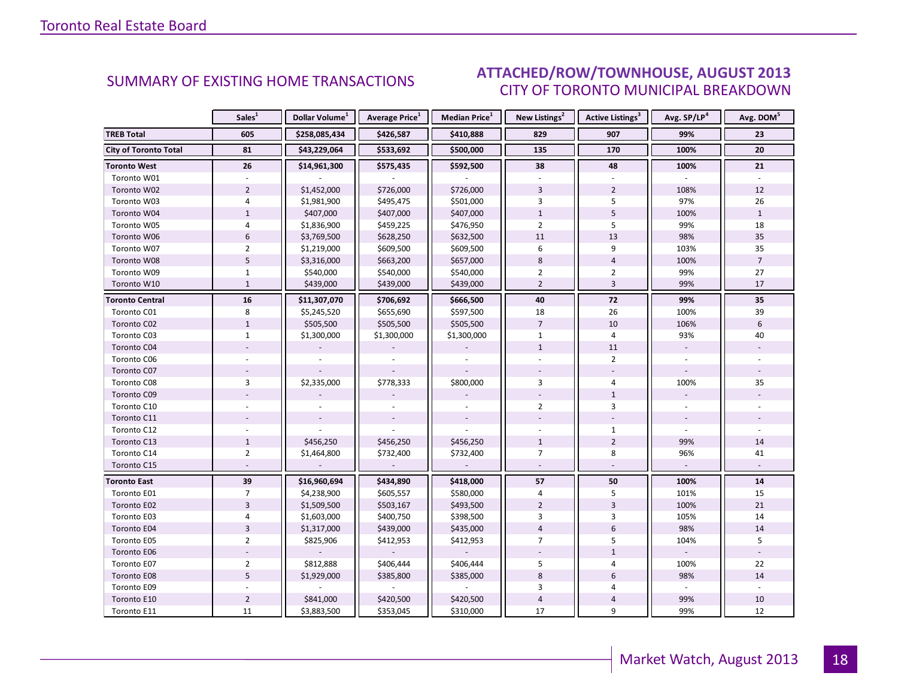## SUMMARY OF EXISTING HOME TRANSACTIONS

## ATTACHED/ROW/TOWNHOUSE, AUGUST 2013
### CITY OF TORONTO MUNICIPAL BREAKDOWN

| | Sales[1] | Dollar Volume[1] | Average Price[1] | Median Price[1] | New Listings[2] | Active Listings[3] | Avg. SP/LP[4] | Avg. DOM[5] |
|---|---|---|---|---|---|---|---|---|
| **TREB Total** | **605** | **$258,085,434** | **$426,587** | **$410,888** | **829** | **907** | **99%** | **23** |
| **City of Toronto Total** | **81** | **$43,229,064** | **$533,692** | **$500,000** | **135** | **170** | **100%** | **20** |
| **Toronto West** | **26** | **$14,961,300** | **$575,435** | **$592,500** | **38** | **48** | **100%** | **21** |
| Toronto W01 | - | - | - | - | - | - | - | - |
| Toronto W02 | 2 | $1,452,000 | $726,000 | $726,000 | 3 | 2 | 108% | 12 |
| Toronto W03 | 4 | $1,981,900 | $495,475 | $501,000 | 3 | 5 | 97% | 26 |
| Toronto W04 | 1 | $407,000 | $407,000 | $407,000 | 1 | 5 | 100% | 1 |
| Toronto W05 | 4 | $1,836,900 | $459,225 | $476,950 | 2 | 5 | 99% | 18 |
| Toronto W06 | 6 | $3,769,500 | $628,250 | $632,500 | 11 | 13 | 98% | 35 |
| Toronto W07 | 2 | $1,219,000 | $609,500 | $609,500 | 6 | 9 | 103% | 35 |
| Toronto W08 | 5 | $3,316,000 | $663,200 | $657,000 | 8 | 4 | 100% | 7 |
| Toronto W09 | 1 | $540,000 | $540,000 | $540,000 | 2 | 2 | 99% | 27 |
| Toronto W10 | 1 | $439,000 | $439,000 | $439,000 | 2 | 3 | 99% | 17 |
| **Toronto Central** | **16** | **$11,307,070** | **$706,692** | **$666,500** | **40** | **72** | **99%** | **35** |
| Toronto C01 | 8 | $5,245,520 | $655,690 | $597,500 | 18 | 26 | 100% | 39 |
| Toronto C02 | 1 | $505,500 | $505,500 | $505,500 | 7 | 10 | 106% | 6 |
| Toronto C03 | 1 | $1,300,000 | $1,300,000 | $1,300,000 | 1 | 4 | 93% | 40 |
| Toronto C04 | - | - | - | - | 1 | 11 | - | - |
| Toronto C06 | - | - | - | - | - | 2 | - | - |
| Toronto C07 | - | - | - | - | - | - | - | - |
| Toronto C08 | 3 | $2,335,000 | $778,333 | $800,000 | 3 | 4 | 100% | 35 |
| Toronto C09 | - | - | - | - | - | 1 | - | - |
| Toronto C10 | - | - | - | - | 2 | 3 | - | - |
| Toronto C11 | - | - | - | - | - | - | - | - |
| Toronto C12 | - | - | - | - | - | 1 | - | - |
| Toronto C13 | 1 | $456,250 | $456,250 | $456,250 | 1 | 2 | 99% | 14 |
| Toronto C14 | 2 | $1,464,800 | $732,400 | $732,400 | 7 | 8 | 96% | 41 |
| Toronto C15 | - | - | - | - | - | - | - | - |
| **Toronto East** | **39** | **$16,960,694** | **$434,890** | **$418,000** | **57** | **50** | **100%** | **14** |
| Toronto E01 | 7 | $4,238,900 | $605,557 | $580,000 | 4 | 5 | 101% | 15 |
| Toronto E02 | 3 | $1,509,500 | $503,167 | $493,500 | 2 | 3 | 100% | 21 |
| Toronto E03 | 4 | $1,603,000 | $400,750 | $398,500 | 3 | 3 | 105% | 14 |
| Toronto E04 | 3 | $1,317,000 | $439,000 | $435,000 | 4 | 6 | 98% | 14 |
| Toronto E05 | 2 | $825,906 | $412,953 | $412,953 | 7 | 5 | 104% | 5 |
| Toronto E06 | - | - | - | - | - | 1 | - | - |
| Toronto E07 | 2 | $812,888 | $406,444 | $406,444 | 5 | 4 | 100% | 22 |
| Toronto E08 | 5 | $1,929,000 | $385,800 | $385,000 | 8 | 6 | 98% | 14 |
| Toronto E09 | - | - | - | - | 3 | 4 | - | - |
| Toronto E10 | 2 | $841,000 | $420,500 | $420,500 | 4 | 4 | 99% | 10 |
| Toronto E11 | 11 | $3,883,500 | $353,045 | $310,000 | 17 | 9 | 99% | 12 |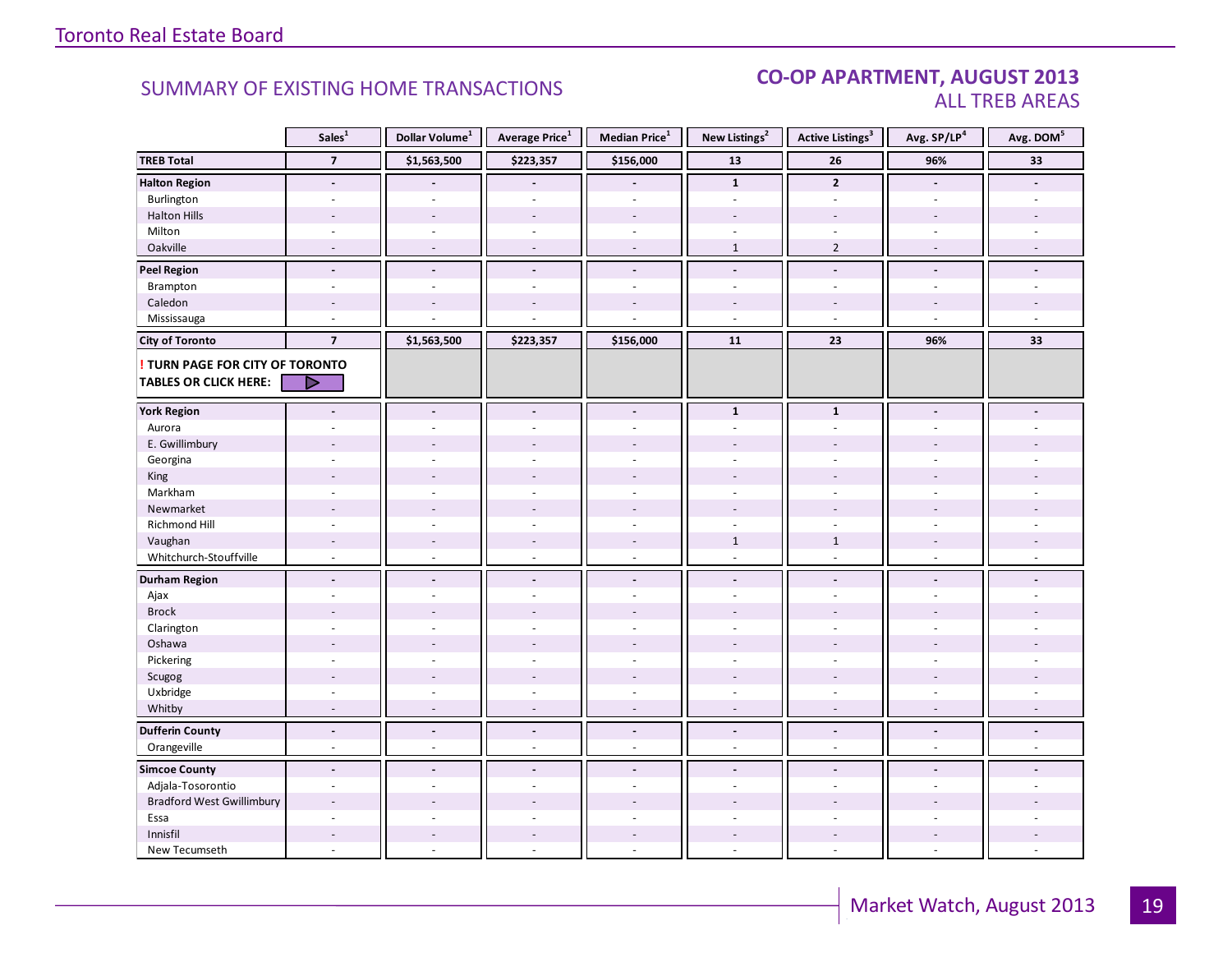Toronto Real Estate Board

## SUMMARY OF EXISTING HOME TRANSACTIONS

## CO-OP APARTMENT, AUGUST 2013
### ALL TREB AREAS

| | Sales[1] | Dollar Volume[1] | Average Price[1] | Median Price[1] | New Listings[2] | Active Listings[3] | Avg. SP/LP[4] | Avg. DOM[5] |
|---|---|---|---|---|---|---|---|---|
| **TREB Total** | **7** | **$1,563,500** | **$223,357** | **$156,000** | **13** | **26** | **96%** | **33** |
| **Halton Region** | **-** | **-** | **-** | **-** | **1** | **2** | **-** | **-** |
| Burlington | - | - | - | - | - | - | - | - |
| Halton Hills | - | - | - | - | - | - | - | - |
| Milton | - | - | - | - | - | - | - | - |
| Oakville | - | - | - | - | 1 | 2 | - | - |
| **Peel Region** | **-** | **-** | **-** | **-** | **-** | **-** | **-** | **-** |
| Brampton | - | - | - | - | - | - | - | - |
| Caledon | - | - | - | - | - | - | - | - |
| Mississauga | - | - | - | - | - | - | - | - |
| **City of Toronto** | **7** | **$1,563,500** | **$223,357** | **$156,000** | **11** | **23** | **96%** | **33** |
| **! TURN PAGE FOR CITY OF TORONTO TABLES OR CLICK HERE:** | | | | | | | | |
| **York Region** | **-** | **-** | **-** | **-** | **1** | **1** | **-** | **-** |
| Aurora | - | - | - | - | - | - | - | - |
| E. Gwillimbury | - | - | - | - | - | - | - | - |
| Georgina | - | - | - | - | - | - | - | - |
| King | - | - | - | - | - | - | - | - |
| Markham | - | - | - | - | - | - | - | - |
| Newmarket | - | - | - | - | - | - | - | - |
| Richmond Hill | - | - | - | - | - | - | - | - |
| Vaughan | - | - | - | - | 1 | 1 | - | - |
| Whitchurch-Stouffville | - | - | - | - | - | - | - | - |
| **Durham Region** | **-** | **-** | **-** | **-** | **-** | **-** | **-** | **-** |
| Ajax | - | - | - | - | - | - | - | - |
| Brock | - | - | - | - | - | - | - | - |
| Clarington | - | - | - | - | - | - | - | - |
| Oshawa | - | - | - | - | - | - | - | - |
| Pickering | - | - | - | - | - | - | - | - |
| Scugog | - | - | - | - | - | - | - | - |
| Uxbridge | - | - | - | - | - | - | - | - |
| Whitby | - | - | - | - | - | - | - | - |
| **Dufferin County** | **-** | **-** | **-** | **-** | **-** | **-** | **-** | **-** |
| Orangeville | - | - | - | - | - | - | - | - |
| **Simcoe County** | **-** | **-** | **-** | **-** | **-** | **-** | **-** | **-** |
| Adjala-Tosorontio | - | - | - | - | - | - | - | - |
| Bradford West Gwillimbury | - | - | - | - | - | - | - | - |
| Essa | - | - | - | - | - | - | - | - |
| Innisfil | - | - | - | - | - | - | - | - |
| New Tecumseth | - | - | - | - | - | - | - | - |

Market Watch, August 2013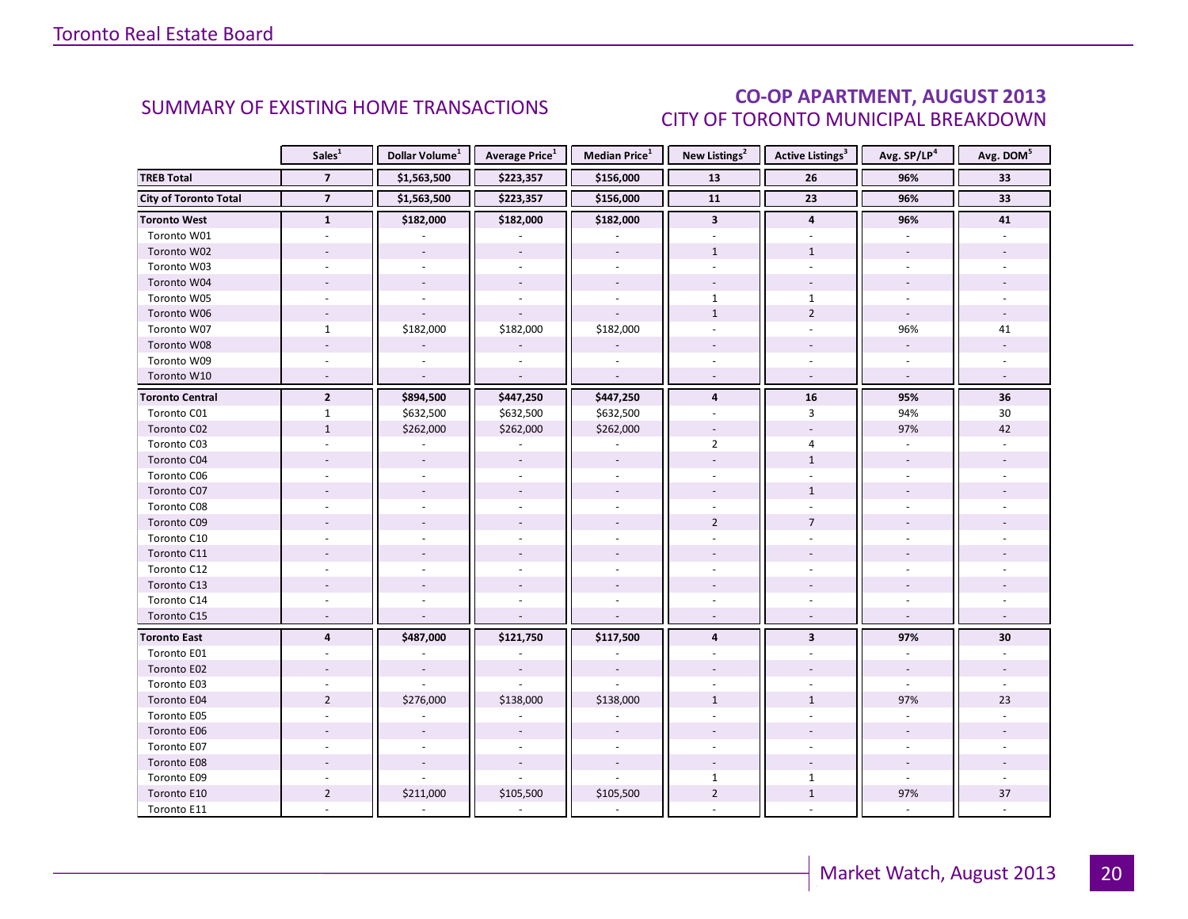## SUMMARY OF EXISTING HOME TRANSACTIONS

## CO-OP APARTMENT, AUGUST 2013
### CITY OF TORONTO MUNICIPAL BREAKDOWN

| | Sales[1] | Dollar Volume[1] | Average Price[1] | Median Price[1] | New Listings[2] | Active Listings[3] | Avg. SP/LP[4] | Avg. DOM[5] |
|---|---|---|---|---|---|---|---|---|
| **TREB Total** | **7** | **$1,563,500** | **$223,357** | **$156,000** | **13** | **26** | **96%** | **33** |
| **City of Toronto Total** | **7** | **$1,563,500** | **$223,357** | **$156,000** | **11** | **23** | **96%** | **33** |
| **Toronto West** | **1** | **$182,000** | **$182,000** | **$182,000** | **3** | **4** | **96%** | **41** |
| Toronto W01 | - | - | - | - | - | - | - | - |
| Toronto W02 | - | - | - | - | 1 | 1 | - | - |
| Toronto W03 | - | - | - | - | - | - | - | - |
| Toronto W04 | - | - | - | - | - | - | - | - |
| Toronto W05 | - | - | - | - | 1 | 1 | - | - |
| Toronto W06 | - | - | - | - | 1 | 2 | - | - |
| Toronto W07 | 1 | $182,000 | $182,000 | $182,000 | - | - | 96% | 41 |
| Toronto W08 | - | - | - | - | - | - | - | - |
| Toronto W09 | - | - | - | - | - | - | - | - |
| Toronto W10 | - | - | - | - | - | - | - | - |
| **Toronto Central** | **2** | **$894,500** | **$447,250** | **$447,250** | **4** | **16** | **95%** | **36** |
| Toronto C01 | 1 | $632,500 | $632,500 | $632,500 | - | 3 | 94% | 30 |
| Toronto C02 | 1 | $262,000 | $262,000 | $262,000 | - | - | 97% | 42 |
| Toronto C03 | - | - | - | - | 2 | 4 | - | - |
| Toronto C04 | - | - | - | - | - | 1 | - | - |
| Toronto C06 | - | - | - | - | - | - | - | - |
| Toronto C07 | - | - | - | - | - | 1 | - | - |
| Toronto C08 | - | - | - | - | - | - | - | - |
| Toronto C09 | - | - | - | - | 2 | 7 | - | - |
| Toronto C10 | - | - | - | - | - | - | - | - |
| Toronto C11 | - | - | - | - | - | - | - | - |
| Toronto C12 | - | - | - | - | - | - | - | - |
| Toronto C13 | - | - | - | - | - | - | - | - |
| Toronto C14 | - | - | - | - | - | - | - | - |
| Toronto C15 | - | - | - | - | - | - | - | - |
| **Toronto East** | **4** | **$487,000** | **$121,750** | **$117,500** | **4** | **3** | **97%** | **30** |
| Toronto E01 | - | - | - | - | - | - | - | - |
| Toronto E02 | - | - | - | - | - | - | - | - |
| Toronto E03 | - | - | - | - | - | - | - | - |
| Toronto E04 | 2 | $276,000 | $138,000 | $138,000 | 1 | 1 | 97% | 23 |
| Toronto E05 | - | - | - | - | - | - | - | - |
| Toronto E06 | - | - | - | - | - | - | - | - |
| Toronto E07 | - | - | - | - | - | - | - | - |
| Toronto E08 | - | - | - | - | - | - | - | - |
| Toronto E09 | - | - | - | - | 1 | 1 | - | - |
| Toronto E10 | 2 | $211,000 | $105,500 | $105,500 | 2 | 1 | 97% | 37 |
| Toronto E11 | - | - | - | - | - | - | - | - |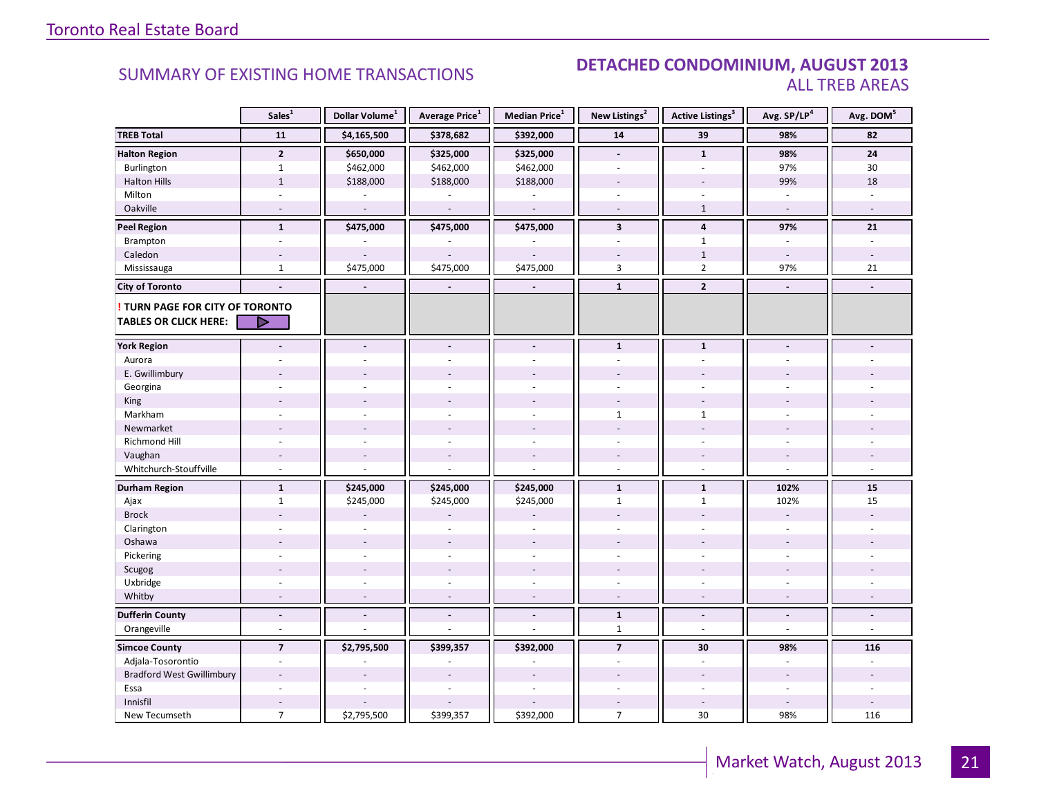Toronto Real Estate Board

## SUMMARY OF EXISTING HOME TRANSACTIONS

## DETACHED CONDOMINIUM, AUGUST 2013
### ALL TREB AREAS

| | Sales[1] | Dollar Volume[1] | Average Price[1] | Median Price[1] | New Listings[2] | Active Listings[3] | Avg. SP/LP[4] | Avg. DOM[5] |
|---|---|---|---|---|---|---|---|---|
| **TREB Total** | **11** | **$4,165,500** | **$378,682** | **$392,000** | **14** | **39** | **98%** | **82** |
| **Halton Region** | **2** | **$650,000** | **$325,000** | **$325,000** | **-** | **1** | **98%** | **24** |
| Burlington | 1 | $462,000 | $462,000 | $462,000 | - | - | 97% | 30 |
| Halton Hills | 1 | $188,000 | $188,000 | $188,000 | - | - | 99% | 18 |
| Milton | - | - | - | - | - | - | - | - |
| Oakville | - | - | - | - | - | 1 | - | - |
| **Peel Region** | **1** | **$475,000** | **$475,000** | **$475,000** | **3** | **4** | **97%** | **21** |
| Brampton | - | - | - | - | - | 1 | - | - |
| Caledon | - | - | - | - | - | 1 | - | - |
| Mississauga | 1 | $475,000 | $475,000 | $475,000 | 3 | 2 | 97% | 21 |
| **City of Toronto** | **-** | **-** | **-** | **-** | **1** | **2** | **-** | **-** |
| **! TURN PAGE FOR CITY OF TORONTO TABLES OR CLICK HERE:** | | | | | | | | |
| **York Region** | **-** | **-** | **-** | **-** | **1** | **1** | **-** | **-** |
| Aurora | - | - | - | - | - | - | - | - |
| E. Gwillimbury | - | - | - | - | - | - | - | - |
| Georgina | - | - | - | - | - | - | - | - |
| King | - | - | - | - | - | - | - | - |
| Markham | - | - | - | - | 1 | 1 | - | - |
| Newmarket | - | - | - | - | - | - | - | - |
| Richmond Hill | - | - | - | - | - | - | - | - |
| Vaughan | - | - | - | - | - | - | - | - |
| Whitchurch-Stouffville | - | - | - | - | - | - | - | - |
| **Durham Region** | **1** | **$245,000** | **$245,000** | **$245,000** | **1** | **1** | **102%** | **15** |
| Ajax | 1 | $245,000 | $245,000 | $245,000 | 1 | 1 | 102% | 15 |
| Brock | - | - | - | - | - | - | - | - |
| Clarington | - | - | - | - | - | - | - | - |
| Oshawa | - | - | - | - | - | - | - | - |
| Pickering | - | - | - | - | - | - | - | - |
| Scugog | - | - | - | - | - | - | - | - |
| Uxbridge | - | - | - | - | - | - | - | - |
| Whitby | - | - | - | - | - | - | - | - |
| **Dufferin County** | **-** | **-** | **-** | **-** | **1** | **-** | **-** | **-** |
| Orangeville | - | - | - | - | 1 | - | - | - |
| **Simcoe County** | **7** | **$2,795,500** | **$399,357** | **$392,000** | **7** | **30** | **98%** | **116** |
| Adjala-Tosorontio | - | - | - | - | - | - | - | - |
| Bradford West Gwillimbury | - | - | - | - | - | - | - | - |
| Essa | - | - | - | - | - | - | - | - |
| Innisfil | - | - | - | - | - | - | - | - |
| New Tecumseth | 7 | $2,795,500 | $399,357 | $392,000 | 7 | 30 | 98% | 116 |

Market Watch, August 2013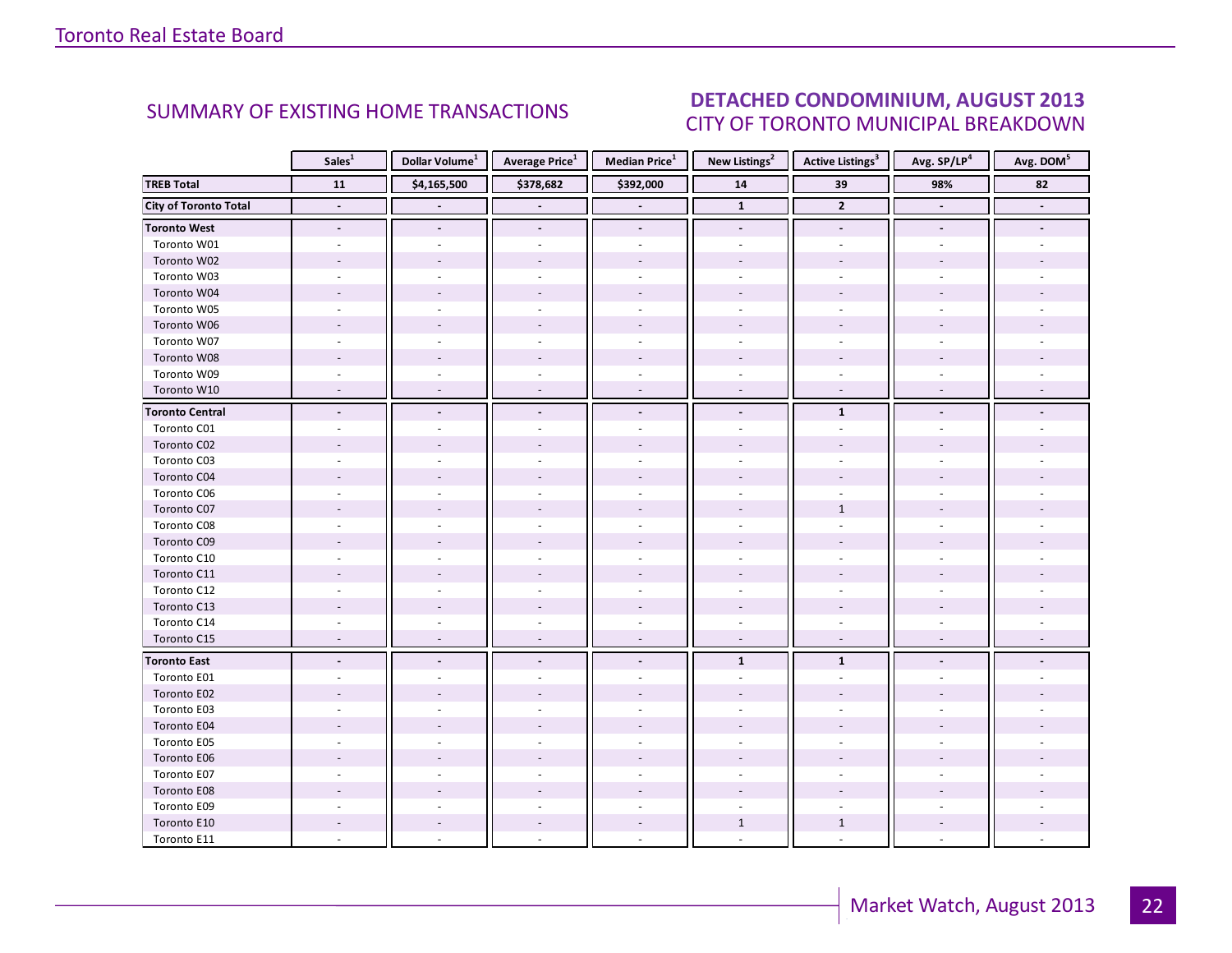Toronto Real Estate Board

## SUMMARY OF EXISTING HOME TRANSACTIONS

## DETACHED CONDOMINIUM, AUGUST 2013
### CITY OF TORONTO MUNICIPAL BREAKDOWN

| | Sales[1] | Dollar Volume[1] | Average Price[1] | Median Price[1] | New Listings[2] | Active Listings[3] | Avg. SP/LP[4] | Avg. DOM[5] |
|---|---|---|---|---|---|---|---|---|
| **TREB Total** | **11** | **$4,165,500** | **$378,682** | **$392,000** | **14** | **39** | **98%** | **82** |
| **City of Toronto Total** | **-** | **-** | **-** | **-** | **1** | **2** | **-** | **-** |
| **Toronto West** | **-** | **-** | **-** | **-** | **-** | **-** | **-** | **-** |
| Toronto W01 | - | - | - | - | - | - | - | - |
| Toronto W02 | - | - | - | - | - | - | - | - |
| Toronto W03 | - | - | - | - | - | - | - | - |
| Toronto W04 | - | - | - | - | - | - | - | - |
| Toronto W05 | - | - | - | - | - | - | - | - |
| Toronto W06 | - | - | - | - | - | - | - | - |
| Toronto W07 | - | - | - | - | - | - | - | - |
| Toronto W08 | - | - | - | - | - | - | - | - |
| Toronto W09 | - | - | - | - | - | - | - | - |
| Toronto W10 | - | - | - | - | - | - | - | - |
| **Toronto Central** | **-** | **-** | **-** | **-** | **-** | **1** | **-** | **-** |
| Toronto C01 | - | - | - | - | - | - | - | - |
| Toronto C02 | - | - | - | - | - | - | - | - |
| Toronto C03 | - | - | - | - | - | - | - | - |
| Toronto C04 | - | - | - | - | - | - | - | - |
| Toronto C06 | - | - | - | - | - | - | - | - |
| Toronto C07 | - | - | - | - | - | 1 | - | - |
| Toronto C08 | - | - | - | - | - | - | - | - |
| Toronto C09 | - | - | - | - | - | - | - | - |
| Toronto C10 | - | - | - | - | - | - | - | - |
| Toronto C11 | - | - | - | - | - | - | - | - |
| Toronto C12 | - | - | - | - | - | - | - | - |
| Toronto C13 | - | - | - | - | - | - | - | - |
| Toronto C14 | - | - | - | - | - | - | - | - |
| Toronto C15 | - | - | - | - | - | - | - | - |
| **Toronto East** | **-** | **-** | **-** | **-** | **1** | **1** | **-** | **-** |
| Toronto E01 | - | - | - | - | - | - | - | - |
| Toronto E02 | - | - | - | - | - | - | - | - |
| Toronto E03 | - | - | - | - | - | - | - | - |
| Toronto E04 | - | - | - | - | - | - | - | - |
| Toronto E05 | - | - | - | - | - | - | - | - |
| Toronto E06 | - | - | - | - | - | - | - | - |
| Toronto E07 | - | - | - | - | - | - | - | - |
| Toronto E08 | - | - | - | - | - | - | - | - |
| Toronto E09 | - | - | - | - | - | - | - | - |
| Toronto E10 | - | - | - | - | 1 | 1 | - | - |
| Toronto E11 | - | - | - | - | - | - | - | - |

Market Watch, August 2013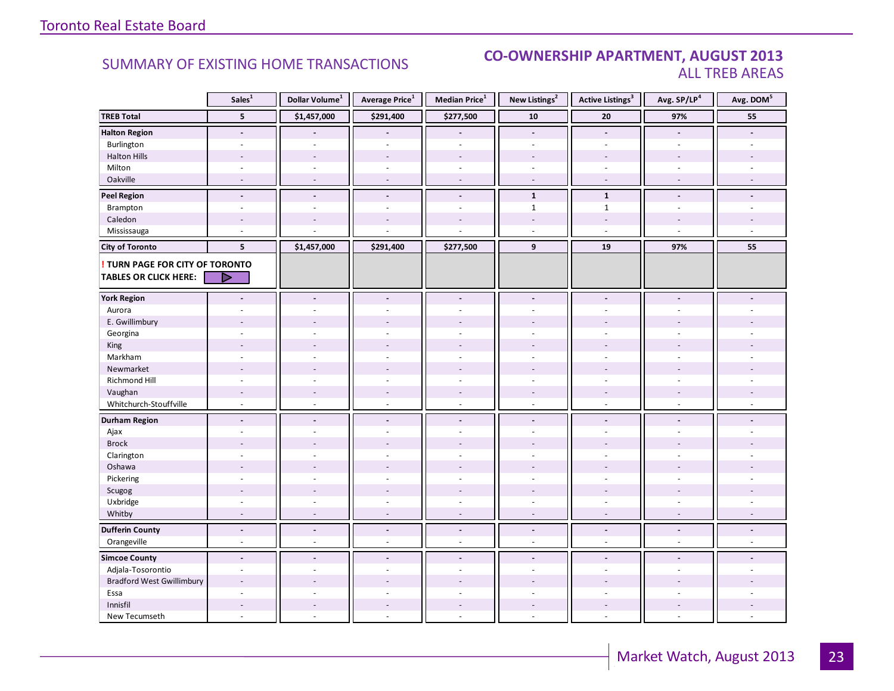## SUMMARY OF EXISTING HOME TRANSACTIONS

### CO-OWNERSHIP APARTMENT, AUGUST 2013
### ALL TREB AREAS

| | Sales[1] | Dollar Volume[1] | Average Price[1] | Median Price[1] | New Listings[2] | Active Listings[3] | Avg. SP/LP[4] | Avg. DOM[5] |
|---|---|---|---|---|---|---|---|---|
| **TREB Total** | **5** | **$1,457,000** | **$291,400** | **$277,500** | **10** | **20** | **97%** | **55** |
| **Halton Region** | **-** | **-** | **-** | **-** | **-** | **-** | **-** | **-** |
| Burlington | - | - | - | - | - | - | - | - |
| Halton Hills | - | - | - | - | - | - | - | - |
| Milton | - | - | - | - | - | - | - | - |
| Oakville | - | - | - | - | - | - | - | - |
| **Peel Region** | **-** | **-** | **-** | **-** | **1** | **1** | **-** | **-** |
| Brampton | - | - | - | - | 1 | 1 | - | - |
| Caledon | - | - | - | - | - | - | - | - |
| Mississauga | - | - | - | - | - | - | - | - |
| **City of Toronto** | **5** | **$1,457,000** | **$291,400** | **$277,500** | **9** | **19** | **97%** | **55** |
| **! TURN PAGE FOR CITY OF TORONTO TABLES OR CLICK HERE:** | | | | | | | | |
| **York Region** | **-** | **-** | **-** | **-** | **-** | **-** | **-** | **-** |
| Aurora | - | - | - | - | - | - | - | - |
| E. Gwillimbury | - | - | - | - | - | - | - | - |
| Georgina | - | - | - | - | - | - | - | - |
| King | - | - | - | - | - | - | - | - |
| Markham | - | - | - | - | - | - | - | - |
| Newmarket | - | - | - | - | - | - | - | - |
| Richmond Hill | - | - | - | - | - | - | - | - |
| Vaughan | - | - | - | - | - | - | - | - |
| Whitchurch-Stouffville | - | - | - | - | - | - | - | - |
| **Durham Region** | **-** | **-** | **-** | **-** | **-** | **-** | **-** | **-** |
| Ajax | - | - | - | - | - | - | - | - |
| Brock | - | - | - | - | - | - | - | - |
| Clarington | - | - | - | - | - | - | - | - |
| Oshawa | - | - | - | - | - | - | - | - |
| Pickering | - | - | - | - | - | - | - | - |
| Scugog | - | - | - | - | - | - | - | - |
| Uxbridge | - | - | - | - | - | - | - | - |
| Whitby | - | - | - | - | - | - | - | - |
| **Dufferin County** | **-** | **-** | **-** | **-** | **-** | **-** | **-** | **-** |
| Orangeville | - | - | - | - | - | - | - | - |
| **Simcoe County** | **-** | **-** | **-** | **-** | **-** | **-** | **-** | **-** |
| Adjala-Tosorontio | - | - | - | - | - | - | - | - |
| Bradford West Gwillimbury | - | - | - | - | - | - | - | - |
| Essa | - | - | - | - | - | - | - | - |
| Innisfil | - | - | - | - | - | - | - | - |
| New Tecumseth | - | - | - | - | - | - | - | - |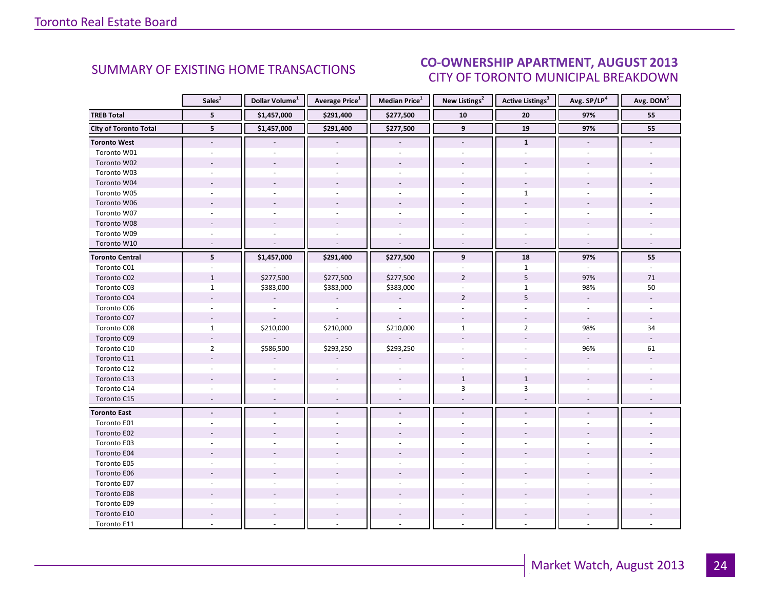## SUMMARY OF EXISTING HOME TRANSACTIONS

## CO-OWNERSHIP APARTMENT, AUGUST 2013
### CITY OF TORONTO MUNICIPAL BREAKDOWN

| | Sales[1] | Dollar Volume[1] | Average Price[1] | Median Price[1] | New Listings[2] | Active Listings[3] | Avg. SP/LP[4] | Avg. DOM[5] |
|---|---|---|---|---|---|---|---|---|
| **TREB Total** | **5** | **$1,457,000** | **$291,400** | **$277,500** | **10** | **20** | **97%** | **55** |
| **City of Toronto Total** | **5** | **$1,457,000** | **$291,400** | **$277,500** | **9** | **19** | **97%** | **55** |
| **Toronto West** | **-** | **-** | **-** | **-** | **-** | **1** | **-** | **-** |
| Toronto W01 | - | - | - | - | - | - | - | - |
| Toronto W02 | - | - | - | - | - | - | - | - |
| Toronto W03 | - | - | - | - | - | - | - | - |
| Toronto W04 | - | - | - | - | - | - | - | - |
| Toronto W05 | - | - | - | - | - | 1 | - | - |
| Toronto W06 | - | - | - | - | - | - | - | - |
| Toronto W07 | - | - | - | - | - | - | - | - |
| Toronto W08 | - | - | - | - | - | - | - | - |
| Toronto W09 | - | - | - | - | - | - | - | - |
| Toronto W10 | - | - | - | - | - | - | - | - |
| **Toronto Central** | **5** | **$1,457,000** | **$291,400** | **$277,500** | **9** | **18** | **97%** | **55** |
| Toronto C01 | - | - | - | - | - | 1 | - | - |
| Toronto C02 | 1 | $277,500 | $277,500 | $277,500 | 2 | 5 | 97% | 71 |
| Toronto C03 | 1 | $383,000 | $383,000 | $383,000 | - | 1 | 98% | 50 |
| Toronto C04 | - | - | - | - | 2 | 5 | - | - |
| Toronto C06 | - | - | - | - | - | - | - | - |
| Toronto C07 | - | - | - | - | - | - | - | - |
| Toronto C08 | 1 | $210,000 | $210,000 | $210,000 | 1 | 2 | 98% | 34 |
| Toronto C09 | - | - | - | - | - | - | - | - |
| Toronto C10 | 2 | $586,500 | $293,250 | $293,250 | - | - | 96% | 61 |
| Toronto C11 | - | - | - | - | - | - | - | - |
| Toronto C12 | - | - | - | - | - | - | - | - |
| Toronto C13 | - | - | - | - | 1 | 1 | - | - |
| Toronto C14 | - | - | - | - | 3 | 3 | - | - |
| Toronto C15 | - | - | - | - | - | - | - | - |
| **Toronto East** | **-** | **-** | **-** | **-** | **-** | **-** | **-** | **-** |
| Toronto E01 | - | - | - | - | - | - | - | - |
| Toronto E02 | - | - | - | - | - | - | - | - |
| Toronto E03 | - | - | - | - | - | - | - | - |
| Toronto E04 | - | - | - | - | - | - | - | - |
| Toronto E05 | - | - | - | - | - | - | - | - |
| Toronto E06 | - | - | - | - | - | - | - | - |
| Toronto E07 | - | - | - | - | - | - | - | - |
| Toronto E08 | - | - | - | - | - | - | - | - |
| Toronto E09 | - | - | - | - | - | - | - | - |
| Toronto E10 | - | - | - | - | - | - | - | - |
| Toronto E11 | - | - | - | - | - | - | - | - |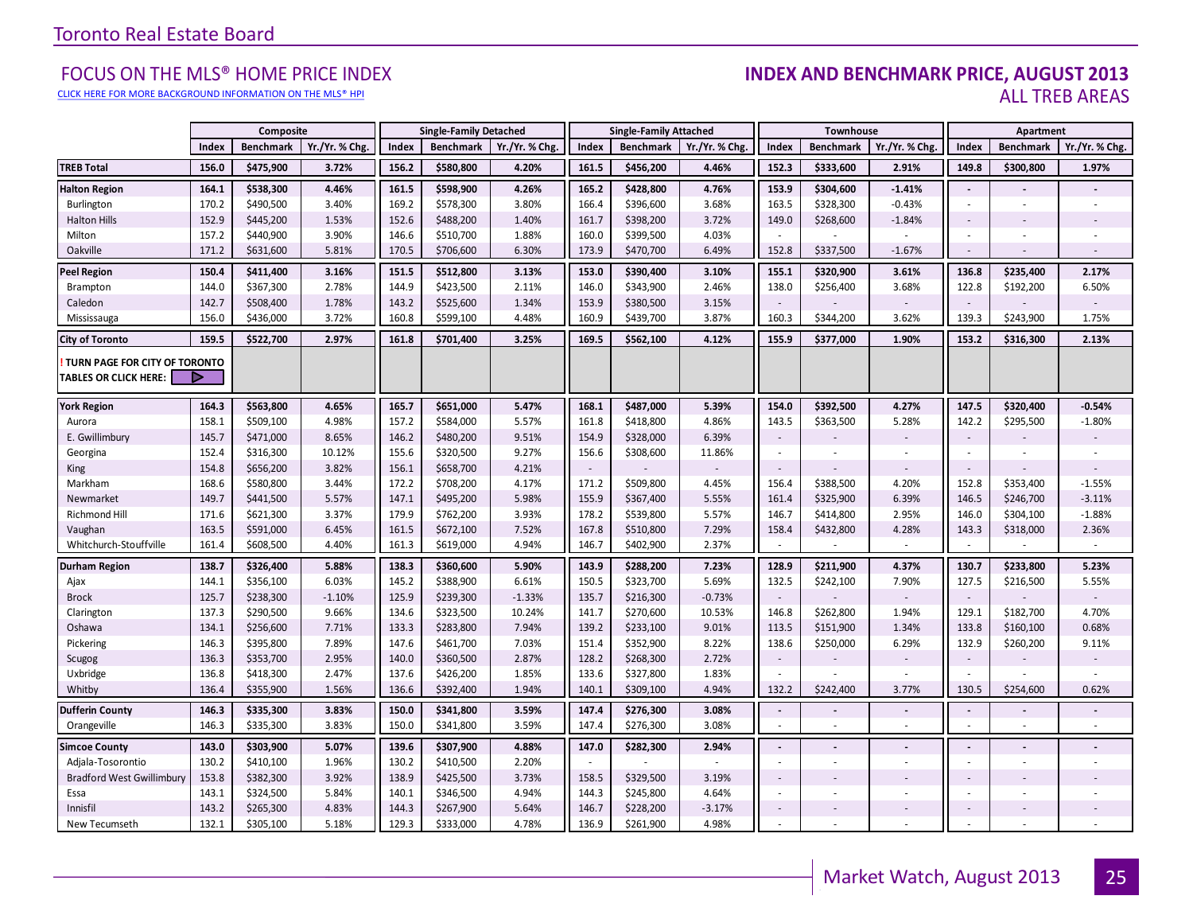# Toronto Real Estate Board

## FOCUS ON THE MLS® HOME PRICE INDEX

CLICK HERE FOR MORE BACKGROUND INFORMATION ON THE MLS® HPI

## INDEX AND BENCHMARK PRICE, AUGUST 2013

### ALL TREB AREAS

| | Composite | | | Single-Family Detached | | | Single-Family Attached | | | Townhouse | | | Apartment | | |
|---|---|---|---|---|---|---|---|---|---|---|---|---|---|---|---|
| | Index | Benchmark | Yr./Yr. % Chg. | Index | Benchmark | Yr./Yr. % Chg. | Index | Benchmark | Yr./Yr. % Chg. | Index | Benchmark | Yr./Yr. % Chg. | Index | Benchmark | Yr./Yr. % Chg. |
| **TREB Total** | **156.0** | **$475,900** | **3.72%** | **156.2** | **$580,800** | **4.20%** | **161.5** | **$456,200** | **4.46%** | **152.3** | **$333,600** | **2.91%** | **149.8** | **$300,800** | **1.97%** |
| **Halton Region** | **164.1** | **$538,300** | **4.46%** | **161.5** | **$598,900** | **4.26%** | **165.2** | **$428,800** | **4.76%** | **153.9** | **$304,600** | **-1.41%** | **-** | **-** | **-** |
| Burlington | 170.2 | $490,500 | 3.40% | 169.2 | $578,300 | 3.80% | 166.4 | $396,600 | 3.68% | 163.5 | $328,300 | -0.43% | - | - | - |
| Halton Hills | 152.9 | $445,200 | 1.53% | 152.6 | $488,200 | 1.40% | 161.7 | $398,200 | 3.72% | 149.0 | $268,600 | -1.84% | - | - | - |
| Milton | 157.2 | $440,900 | 3.90% | 146.6 | $510,700 | 1.88% | 160.0 | $399,500 | 4.03% | - | - | - | - | - | - |
| Oakville | 171.2 | $631,600 | 5.81% | 170.5 | $706,600 | 6.30% | 173.9 | $470,700 | 6.49% | 152.8 | $337,500 | -1.67% | - | - | - |
| **Peel Region** | **150.4** | **$411,400** | **3.16%** | **151.5** | **$512,800** | **3.13%** | **153.0** | **$390,400** | **3.10%** | **155.1** | **$320,900** | **3.61%** | **136.8** | **$235,400** | **2.17%** |
| Brampton | 144.0 | $367,300 | 2.78% | 144.9 | $423,500 | 2.11% | 146.0 | $343,900 | 2.46% | 138.0 | $256,400 | 3.68% | 122.8 | $192,200 | 6.50% |
| Caledon | 142.7 | $508,400 | 1.78% | 143.2 | $525,600 | 1.34% | 153.9 | $380,500 | 3.15% | - | - | - | - | - | - |
| Mississauga | 156.0 | $436,000 | 3.72% | 160.8 | $599,100 | 4.48% | 160.9 | $439,700 | 3.87% | 160.3 | $344,200 | 3.62% | 139.3 | $243,900 | 1.75% |
| **City of Toronto** | **159.5** | **$522,700** | **2.97%** | **161.8** | **$701,400** | **3.25%** | **169.5** | **$562,100** | **4.12%** | **155.9** | **$377,000** | **1.90%** | **153.2** | **$316,300** | **2.13%** |
| **! TURN PAGE FOR CITY OF TORONTO TABLES OR CLICK HERE:** | | | | | | | | | | | | | | | |
| **York Region** | **164.3** | **$563,800** | **4.65%** | **165.7** | **$651,000** | **5.47%** | **168.1** | **$487,000** | **5.39%** | **154.0** | **$392,500** | **4.27%** | **147.5** | **$320,400** | **-0.54%** |
| Aurora | 158.1 | $509,100 | 4.98% | 157.2 | $584,000 | 5.57% | 161.8 | $418,800 | 4.86% | 143.5 | $363,500 | 5.28% | 142.2 | $295,500 | -1.80% |
| E. Gwillimbury | 145.7 | $471,000 | 8.65% | 146.2 | $480,200 | 9.51% | 154.9 | $328,000 | 6.39% | - | - | - | - | - | - |
| Georgina | 152.4 | $316,300 | 10.12% | 155.6 | $320,500 | 9.27% | 156.6 | $308,600 | 11.86% | - | - | - | - | - | - |
| King | 154.8 | $656,200 | 3.82% | 156.1 | $658,700 | 4.21% | - | - | - | - | - | - | - | - | - |
| Markham | 168.6 | $580,800 | 3.44% | 172.2 | $708,200 | 4.17% | 171.2 | $509,800 | 4.45% | 156.4 | $388,500 | 4.20% | 152.8 | $353,400 | -1.55% |
| Newmarket | 149.7 | $441,500 | 5.57% | 147.1 | $495,200 | 5.98% | 155.9 | $367,400 | 5.55% | 161.4 | $325,900 | 6.39% | 146.5 | $246,700 | -3.11% |
| Richmond Hill | 171.6 | $621,300 | 3.37% | 179.9 | $762,200 | 3.93% | 178.2 | $539,800 | 5.57% | 146.7 | $414,800 | 2.95% | 146.0 | $304,100 | -1.88% |
| Vaughan | 163.5 | $591,000 | 6.45% | 161.5 | $672,100 | 7.52% | 167.8 | $510,800 | 7.29% | 158.4 | $432,800 | 4.28% | 143.3 | $318,000 | 2.36% |
| Whitchurch-Stouffville | 161.4 | $608,500 | 4.40% | 161.3 | $619,000 | 4.94% | 146.7 | $402,900 | 2.37% | - | - | - | - | - | - |
| **Durham Region** | **138.7** | **$326,400** | **5.88%** | **138.3** | **$360,600** | **5.90%** | **143.9** | **$288,200** | **7.23%** | **128.9** | **$211,900** | **4.37%** | **130.7** | **$233,800** | **5.23%** |
| Ajax | 144.1 | $356,100 | 6.03% | 145.2 | $388,900 | 6.61% | 150.5 | $323,700 | 5.69% | 132.5 | $242,100 | 7.90% | 127.5 | $216,500 | 5.55% |
| Brock | 125.7 | $238,300 | -1.10% | 125.9 | $239,300 | -1.33% | 135.7 | $216,300 | -0.73% | - | - | - | - | - | - |
| Clarington | 137.3 | $290,500 | 9.66% | 134.6 | $323,500 | 10.24% | 141.7 | $270,600 | 10.53% | 146.8 | $262,800 | 1.94% | 129.1 | $182,700 | 4.70% |
| Oshawa | 134.1 | $256,600 | 7.71% | 133.3 | $283,800 | 7.94% | 139.2 | $233,100 | 9.01% | 113.5 | $151,900 | 1.34% | 133.8 | $160,100 | 0.68% |
| Pickering | 146.3 | $395,800 | 7.89% | 147.6 | $461,700 | 7.03% | 151.4 | $352,900 | 8.22% | 138.6 | $250,000 | 6.29% | 132.9 | $260,200 | 9.11% |
| Scugog | 136.3 | $353,700 | 2.95% | 140.0 | $360,500 | 2.87% | 128.2 | $268,300 | 2.72% | - | - | - | - | - | - |
| Uxbridge | 136.8 | $418,300 | 2.47% | 137.6 | $426,200 | 1.85% | 133.6 | $327,800 | 1.83% | - | - | - | - | - | - |
| Whitby | 136.4 | $355,900 | 1.56% | 136.6 | $392,400 | 1.94% | 140.1 | $309,100 | 4.94% | 132.2 | $242,400 | 3.77% | 130.5 | $254,600 | 0.62% |
| **Dufferin County** | **146.3** | **$335,300** | **3.83%** | **150.0** | **$341,800** | **3.59%** | **147.4** | **$276,300** | **3.08%** | **-** | **-** | **-** | **-** | **-** | **-** |
| Orangeville | 146.3 | $335,300 | 3.83% | 150.0 | $341,800 | 3.59% | 147.4 | $276,300 | 3.08% | - | - | - | - | - | - |
| **Simcoe County** | **143.0** | **$303,900** | **5.07%** | **139.6** | **$307,900** | **4.88%** | **147.0** | **$282,300** | **2.94%** | **-** | **-** | **-** | **-** | **-** | **-** |
| Adjala-Tosorontio | 130.2 | $410,100 | 1.96% | 130.2 | $410,500 | 2.20% | - | - | - | - | - | - | - | - | - |
| Bradford West Gwillimbury | 153.8 | $382,300 | 3.92% | 138.9 | $425,500 | 3.73% | 158.5 | $329,500 | 3.19% | - | - | - | - | - | - |
| Essa | 143.1 | $324,500 | 5.84% | 140.1 | $346,500 | 4.94% | 144.3 | $245,800 | 4.64% | - | - | - | - | - | - |
| Innisfil | 143.2 | $265,300 | 4.83% | 144.3 | $267,900 | 5.64% | 146.7 | $228,200 | -3.17% | - | - | - | - | - | - |
| New Tecumseth | 132.1 | $305,100 | 5.18% | 129.3 | $333,000 | 4.78% | 136.9 | $261,900 | 4.98% | - | - | - | - | - | - |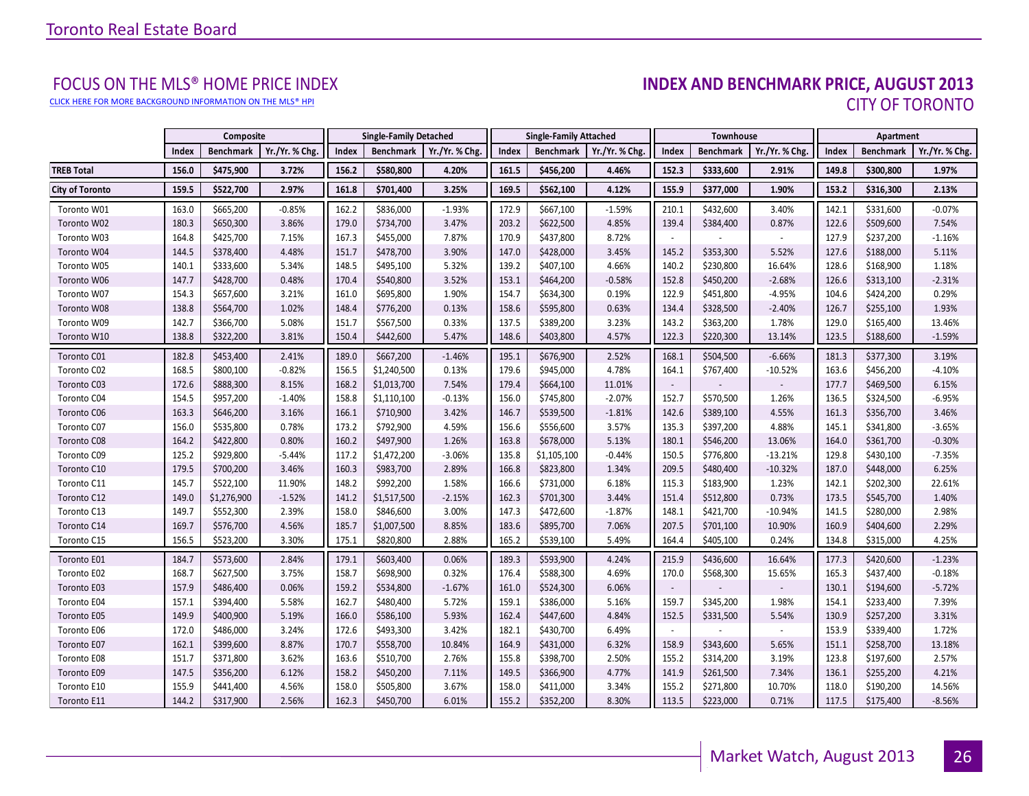# FOCUS ON THE MLS® HOME PRICE INDEX

CLICK HERE FOR MORE BACKGROUND INFORMATION ON THE MLS® HPI

## INDEX AND BENCHMARK PRICE, AUGUST 2013

## CITY OF TORONTO

| | Composite | | | Single-Family Detached | | | Single-Family Attached | | | Townhouse | | | Apartment | | |
|---|---|---|---|---|---|---|---|---|---|---|---|---|---|---|---|
| | Index | Benchmark | Yr./Yr. % Chg. | Index | Benchmark | Yr./Yr. % Chg. | Index | Benchmark | Yr./Yr. % Chg. | Index | Benchmark | Yr./Yr. % Chg. | Index | Benchmark | Yr./Yr. % Chg. |
| **TREB Total** | **156.0** | **$475,900** | **3.72%** | **156.2** | **$580,800** | **4.20%** | **161.5** | **$456,200** | **4.46%** | **152.3** | **$333,600** | **2.91%** | **149.8** | **$300,800** | **1.97%** |
| **City of Toronto** | **159.5** | **$522,700** | **2.97%** | **161.8** | **$701,400** | **3.25%** | **169.5** | **$562,100** | **4.12%** | **155.9** | **$377,000** | **1.90%** | **153.2** | **$316,300** | **2.13%** |
| Toronto W01 | 163.0 | $665,200 | -0.85% | 162.2 | $836,000 | -1.93% | 172.9 | $667,100 | -1.59% | 210.1 | $432,600 | 3.40% | 142.1 | $331,600 | -0.07% |
| Toronto W02 | 180.3 | $650,300 | 3.86% | 179.0 | $734,700 | 3.47% | 203.2 | $622,500 | 4.85% | 139.4 | $384,400 | 0.87% | 122.6 | $509,600 | 7.54% |
| Toronto W03 | 164.8 | $425,700 | 7.15% | 167.3 | $455,000 | 7.87% | 170.9 | $437,800 | 8.72% | - | - | - | 127.9 | $237,200 | -1.16% |
| Toronto W04 | 144.5 | $378,400 | 4.48% | 151.7 | $478,700 | 3.90% | 147.0 | $428,000 | 3.45% | 145.2 | $353,300 | 5.52% | 127.6 | $188,000 | 5.11% |
| Toronto W05 | 140.1 | $333,600 | 5.34% | 148.5 | $495,100 | 5.32% | 139.2 | $407,100 | 4.66% | 140.2 | $230,800 | 16.64% | 128.6 | $168,900 | 1.18% |
| Toronto W06 | 147.7 | $428,700 | 0.48% | 170.4 | $540,800 | 3.52% | 153.1 | $464,200 | -0.58% | 152.8 | $450,200 | -2.68% | 126.6 | $313,100 | -2.31% |
| Toronto W07 | 154.3 | $657,600 | 3.21% | 161.0 | $695,800 | 1.90% | 154.7 | $634,300 | 0.19% | 122.9 | $451,800 | -4.95% | 104.6 | $424,200 | 0.29% |
| Toronto W08 | 138.8 | $564,700 | 1.02% | 148.4 | $776,200 | 0.13% | 158.6 | $595,800 | 0.63% | 134.4 | $328,500 | -2.40% | 126.7 | $255,100 | 1.93% |
| Toronto W09 | 142.7 | $366,700 | 5.08% | 151.7 | $567,500 | 0.33% | 137.5 | $389,200 | 3.23% | 143.2 | $363,200 | 1.78% | 129.0 | $165,400 | 13.46% |
| Toronto W10 | 138.8 | $322,200 | 3.81% | 150.4 | $442,600 | 5.47% | 148.6 | $403,800 | 4.57% | 122.3 | $220,300 | 13.14% | 123.5 | $188,600 | -1.59% |
| Toronto C01 | 182.8 | $453,400 | 2.41% | 189.0 | $667,200 | -1.46% | 195.1 | $676,900 | 2.52% | 168.1 | $504,500 | -6.66% | 181.3 | $377,300 | 3.19% |
| Toronto C02 | 168.5 | $800,100 | -0.82% | 156.5 | $1,240,500 | 0.13% | 179.6 | $945,000 | 4.78% | 164.1 | $767,400 | -10.52% | 163.6 | $456,200 | -4.10% |
| Toronto C03 | 172.6 | $888,300 | 8.15% | 168.2 | $1,013,700 | 7.54% | 179.4 | $664,100 | 11.01% | - | - | - | 177.7 | $469,500 | 6.15% |
| Toronto C04 | 154.5 | $957,200 | -1.40% | 158.8 | $1,110,100 | -0.13% | 156.0 | $745,800 | -2.07% | 152.7 | $570,500 | 1.26% | 136.5 | $324,500 | -6.95% |
| Toronto C06 | 163.3 | $646,200 | 3.16% | 166.1 | $710,900 | 3.42% | 146.7 | $539,500 | -1.81% | 142.6 | $389,100 | 4.55% | 161.3 | $356,700 | 3.46% |
| Toronto C07 | 156.0 | $535,800 | 0.78% | 173.2 | $792,900 | 4.59% | 156.6 | $556,600 | 3.57% | 135.3 | $397,200 | 4.88% | 145.1 | $341,800 | -3.65% |
| Toronto C08 | 164.2 | $422,800 | 0.80% | 160.2 | $497,900 | 1.26% | 163.8 | $678,000 | 5.13% | 180.1 | $546,200 | 13.06% | 164.0 | $361,700 | -0.30% |
| Toronto C09 | 125.2 | $929,800 | -5.44% | 117.2 | $1,472,200 | -3.06% | 135.8 | $1,105,100 | -0.44% | 150.5 | $776,800 | -13.21% | 129.8 | $430,100 | -7.35% |
| Toronto C10 | 179.5 | $700,200 | 3.46% | 160.3 | $983,700 | 2.89% | 166.8 | $823,800 | 1.34% | 209.5 | $480,400 | -10.32% | 187.0 | $448,000 | 6.25% |
| Toronto C11 | 145.7 | $522,100 | 11.90% | 148.2 | $992,200 | 1.58% | 166.6 | $731,000 | 6.18% | 115.3 | $183,900 | 1.23% | 142.1 | $202,300 | 22.61% |
| Toronto C12 | 149.0 | $1,276,900 | -1.52% | 141.2 | $1,517,500 | -2.15% | 162.3 | $701,300 | 3.44% | 151.4 | $512,800 | 0.73% | 173.5 | $545,700 | 1.40% |
| Toronto C13 | 149.7 | $552,300 | 2.39% | 158.0 | $846,600 | 3.00% | 147.3 | $472,600 | -1.87% | 148.1 | $421,700 | -10.94% | 141.5 | $280,000 | 2.98% |
| Toronto C14 | 169.7 | $576,700 | 4.56% | 185.7 | $1,007,500 | 8.85% | 183.6 | $895,700 | 7.06% | 207.5 | $701,100 | 10.90% | 160.9 | $404,600 | 2.29% |
| Toronto C15 | 156.5 | $523,200 | 3.30% | 175.1 | $820,800 | 2.88% | 165.2 | $539,100 | 5.49% | 164.4 | $405,100 | 0.24% | 134.8 | $315,000 | 4.25% |
| Toronto E01 | 184.7 | $573,600 | 2.84% | 179.1 | $603,400 | 0.06% | 189.3 | $593,900 | 4.24% | 215.9 | $436,600 | 16.64% | 177.3 | $420,600 | -1.23% |
| Toronto E02 | 168.7 | $627,500 | 3.75% | 158.7 | $698,900 | 0.32% | 176.4 | $588,300 | 4.69% | 170.0 | $568,300 | 15.65% | 165.3 | $437,400 | -0.18% |
| Toronto E03 | 157.9 | $486,400 | 0.06% | 159.2 | $534,800 | -1.67% | 161.0 | $524,300 | 6.06% | - | - | - | 130.1 | $194,600 | -5.72% |
| Toronto E04 | 157.1 | $394,400 | 5.58% | 162.7 | $480,400 | 5.72% | 159.1 | $386,000 | 5.16% | 159.7 | $345,200 | 1.98% | 154.1 | $233,400 | 7.39% |
| Toronto E05 | 149.9 | $400,900 | 5.19% | 166.0 | $586,100 | 5.93% | 162.4 | $447,600 | 4.84% | 152.5 | $331,500 | 5.54% | 130.9 | $257,200 | 3.31% |
| Toronto E06 | 172.0 | $486,000 | 3.24% | 172.6 | $493,300 | 3.42% | 182.1 | $430,700 | 6.49% | - | - | - | 153.9 | $339,400 | 1.72% |
| Toronto E07 | 162.1 | $399,600 | 8.87% | 170.7 | $558,700 | 10.84% | 164.9 | $431,000 | 6.32% | 158.9 | $343,600 | 5.65% | 151.1 | $258,700 | 13.18% |
| Toronto E08 | 151.7 | $371,800 | 3.62% | 163.6 | $510,700 | 2.76% | 155.8 | $398,700 | 2.50% | 155.2 | $314,200 | 3.19% | 123.8 | $197,600 | 2.57% |
| Toronto E09 | 147.5 | $356,200 | 6.12% | 158.2 | $450,200 | 7.11% | 149.5 | $366,900 | 4.77% | 141.9 | $261,500 | 7.34% | 136.1 | $255,200 | 4.21% |
| Toronto E10 | 155.9 | $441,400 | 4.56% | 158.0 | $505,800 | 3.67% | 158.0 | $411,000 | 3.34% | 155.2 | $271,800 | 10.70% | 118.0 | $190,200 | 14.56% |
| Toronto E11 | 144.2 | $317,900 | 2.56% | 162.3 | $450,700 | 6.01% | 155.2 | $352,200 | 8.30% | 113.5 | $223,000 | 0.71% | 117.5 | $175,400 | -8.56% |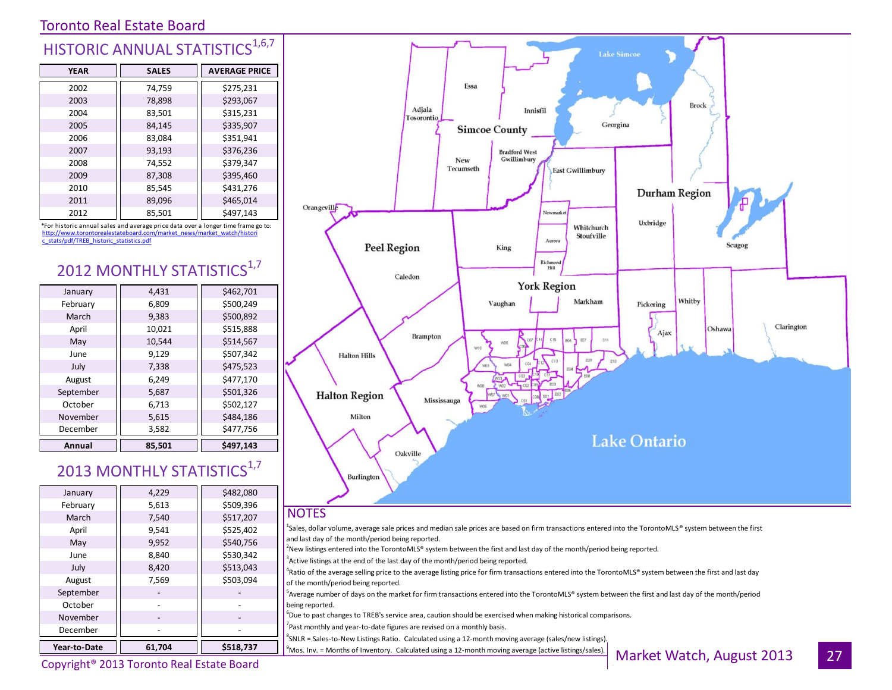## HISTORIC ANNUAL STATISTICS[1,6,7]

| YEAR | SALES | AVERAGE PRICE |
|---|---|---|
| 2002 | 74,759 | $275,231 |
| 2003 | 78,898 | $293,067 |
| 2004 | 83,501 | $315,231 |
| 2005 | 84,145 | $335,907 |
| 2006 | 83,084 | $351,941 |
| 2007 | 93,193 | $376,236 |
| 2008 | 74,552 | $379,347 |
| 2009 | 87,308 | $395,460 |
| 2010 | 85,545 | $431,276 |
| 2011 | 89,096 | $465,014 |
| 2012 | 85,501 | $497,143 |

*For historic annual sales and average price data over a longer time frame go to: http://www.torontorealestateboard.com/market_news/market_watch/historic_stats/pdf/TREB_historic_statistics.pdf

## 2012 MONTHLY STATISTICS[1,7]

| | | |
|---|---|---|
| January | 4,431 | $462,701 |
| February | 6,809 | $500,249 |
| March | 9,383 | $500,892 |
| April | 10,021 | $515,888 |
| May | 10,544 | $514,567 |
| June | 9,129 | $507,342 |
| July | 7,338 | $475,523 |
| August | 6,249 | $477,170 |
| September | 5,687 | $501,326 |
| October | 6,713 | $502,127 |
| November | 5,615 | $484,186 |
| December | 3,582 | $477,756 |
| **Annual** | **85,501** | **$497,143** |

## 2013 MONTHLY STATISTICS[1,7]

| | | |
|---|---|---|
| January | 4,229 | $482,080 |
| February | 5,613 | $509,396 |
| March | 7,540 | $517,207 |
| April | 9,541 | $525,402 |
| May | 9,952 | $540,756 |
| June | 8,840 | $530,342 |
| July | 8,420 | $513,043 |
| August | 7,569 | $503,094 |
| September | - | - |
| October | - | - |
| November | - | - |
| December | - | - |
| **Year-to-Date** | **61,704** | **$518,737** |

Lake Simcoe
Essa
Adjala Tosorontio
Innisfil
Brock
Simcoe County
Georgina
Bradford West Gwillimbury
New Tecumseth
East Gwillimbury
Durham Region
Orangeville
Newmarket
Whitchurch Stoufville
Uxbridge
Aurora
Peel Region
King
Scugog
Richmond Hill
Caledon
York Region
Vaughan
Markham
Pickering
Whitby
Ajax
Oshawa
Clarington
Brampton
Halton Hills
Halton Region
Mississauga
Milton
Lake Ontario
Oakville
Burlington

## NOTES

[1]Sales, dollar volume, average sale prices and median sale prices are based on firm transactions entered into the TorontoMLS® system between the first and last day of the month/period being reported.

[2]New listings entered into the TorontoMLS® system between the first and last day of the month/period being reported.

[3]Active listings at the end of the last day of the month/period being reported.

[4]Ratio of the average selling price to the average listing price for firm transactions entered into the TorontoMLS® system between the first and last day of the month/period being reported.

[5]Average number of days on the market for firm transactions entered into the TorontoMLS® system between the first and last day of the month/period being reported.

[6]Due to past changes to TREB's service area, caution should be exercised when making historical comparisons.

[7]Past monthly and year-to-date figures are revised on a monthly basis.

[8]SNLR = Sales-to-New Listings Ratio. Calculated using a 12-month moving average (sales/new listings).

[9]Mos. Inv. = Months of Inventory. Calculated using a 12-month moving average (active listings/sales).

Copyright® 2013 Toronto Real Estate Board